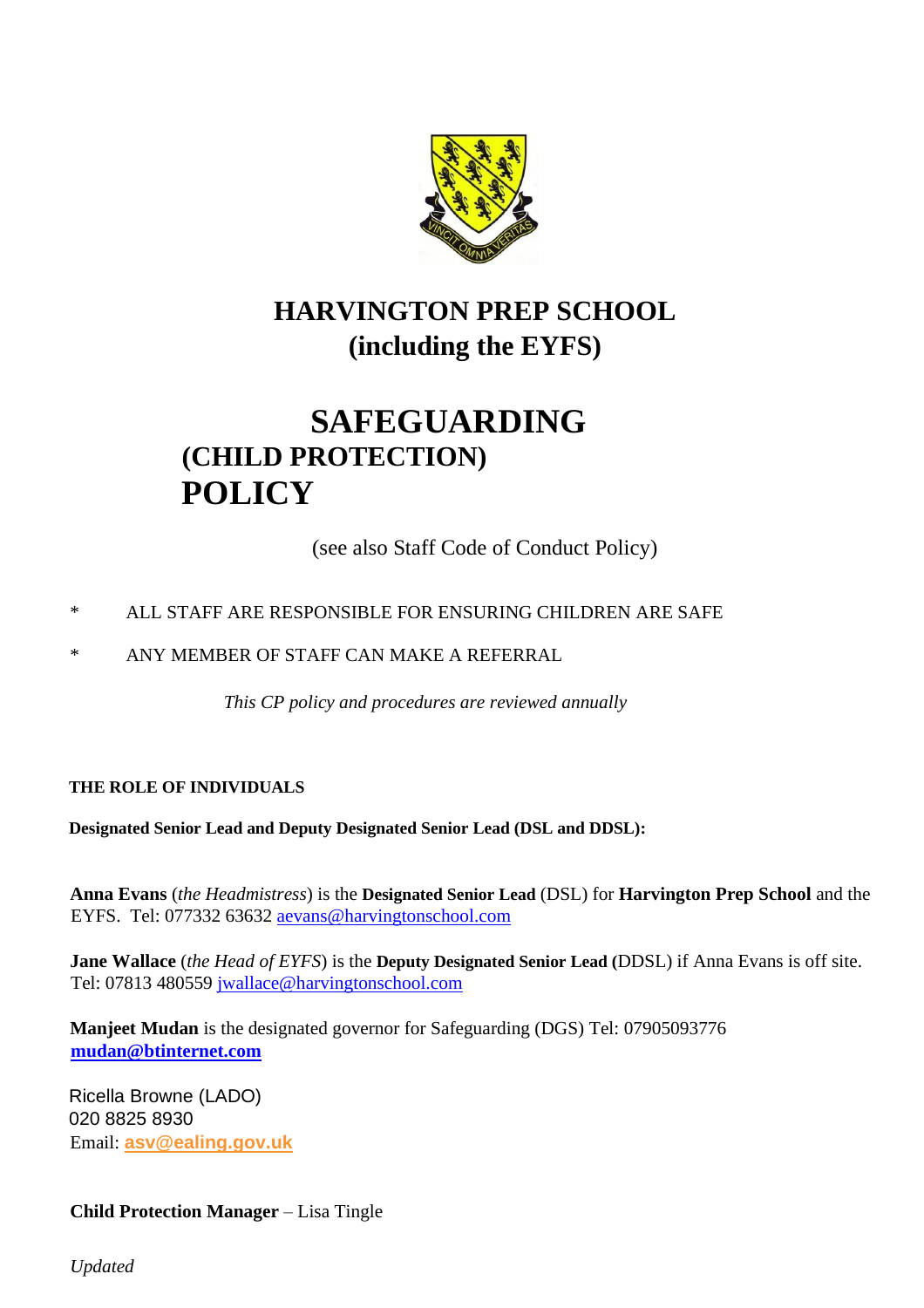# HARVINGTON PREP SCHOOL
# (including the EYFS)

# SAFEGUARDING
## (CHILD PROTECTION)
# POLICY

(see also Staff Code of Conduct Policy)

* ALL STAFF ARE RESPONSIBLE FOR ENSURING CHILDREN ARE SAFE
* ANY MEMBER OF STAFF CAN MAKE A REFERRAL

*This CP policy and procedures are reviewed annually*

**THE ROLE OF INDIVIDUALS**

**Designated Senior Lead and Deputy Designated Senior Lead (DSL and DDSL):**

**Anna Evans** (*the Headmistress*) is the **Designated Senior Lead** (DSL) for **Harvington Prep School** and the EYFS. Tel: 077332 63632 aevans@harvingtonschool.com

**Jane Wallace** (*the Head of EYFS*) is the **Deputy Designated Senior Lead (**DDSL) if Anna Evans is off site. Tel: 07813 480559 jwallace@harvingtonschool.com

**Manjeet Mudan** is the designated governor for Safeguarding (DGS) Tel: 07905093776 **mudan@btinternet.com**

Ricella Browne (LADO)
020 8825 8930
Email: **asv@ealing.gov.uk**

**Child Protection Manager** – Lisa Tingle

*Updated*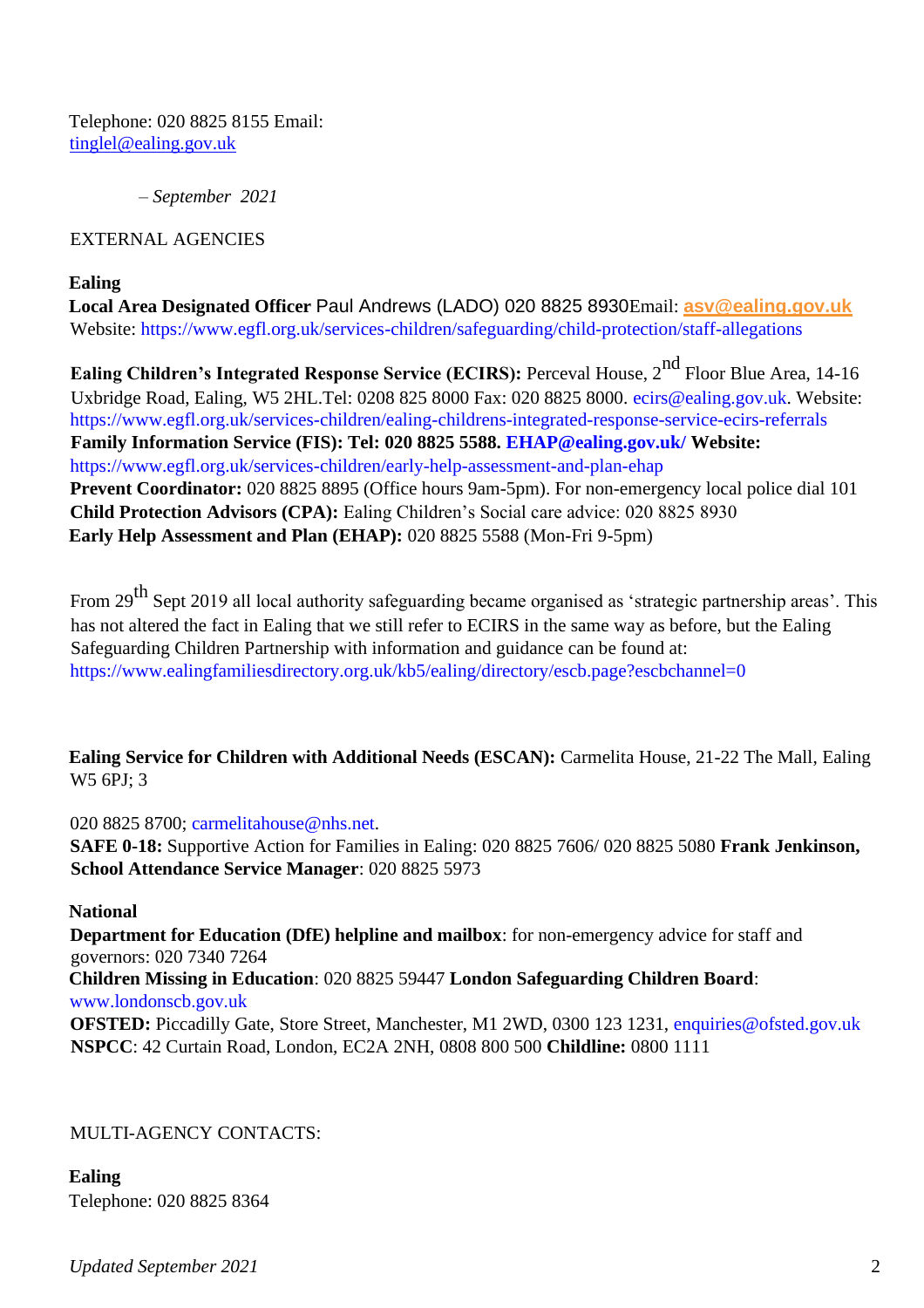Telephone: 020 8825 8155 Email: tinglel@ealing.gov.uk

*– September 2021*

EXTERNAL AGENCIES

**Ealing**

**Local Area Designated Officer** Paul Andrews (LADO) 020 8825 8930Email: **asv@ealing.gov.uk**
Website: https://www.egfl.org.uk/services-children/safeguarding/child-protection/staff-allegations

**Ealing Children's Integrated Response Service (ECIRS):** Perceval House, 2nd Floor Blue Area, 14-16 Uxbridge Road, Ealing, W5 2HL.Tel: 0208 825 8000 Fax: 020 8825 8000. ecirs@ealing.gov.uk. Website: https://www.egfl.org.uk/services-children/ealing-childrens-integrated-response-service-ecirs-referrals
**Family Information Service (FIS): Tel: 020 8825 5588. EHAP@ealing.gov.uk/ Website:** https://www.egfl.org.uk/services-children/early-help-assessment-and-plan-ehap
**Prevent Coordinator:** 020 8825 8895 (Office hours 9am-5pm). For non-emergency local police dial 101
**Child Protection Advisors (CPA):** Ealing Children's Social care advice: 020 8825 8930
**Early Help Assessment and Plan (EHAP):** 020 8825 5588 (Mon-Fri 9-5pm)

From 29th Sept 2019 all local authority safeguarding became organised as 'strategic partnership areas'. This has not altered the fact in Ealing that we still refer to ECIRS in the same way as before, but the Ealing Safeguarding Children Partnership with information and guidance can be found at: https://www.ealingfamiliesdirectory.org.uk/kb5/ealing/directory/escb.page?escbchannel=0

**Ealing Service for Children with Additional Needs (ESCAN):** Carmelita House, 21-22 The Mall, Ealing W5 6PJ; 3

020 8825 8700; carmelitahouse@nhs.net.
**SAFE 0-18:** Supportive Action for Families in Ealing: 020 8825 7606/ 020 8825 5080 **Frank Jenkinson, School Attendance Service Manager**: 020 8825 5973

**National**

**Department for Education (DfE) helpline and mailbox**: for non-emergency advice for staff and governors: 020 7340 7264
**Children Missing in Education**: 020 8825 59447 **London Safeguarding Children Board**: www.londonscb.gov.uk
**OFSTED:** Piccadilly Gate, Store Street, Manchester, M1 2WD, 0300 123 1231, enquiries@ofsted.gov.uk
**NSPCC**: 42 Curtain Road, London, EC2A 2NH, 0808 800 500 **Childline:** 0800 1111

MULTI-AGENCY CONTACTS:

**Ealing**

Telephone: 020 8825 8364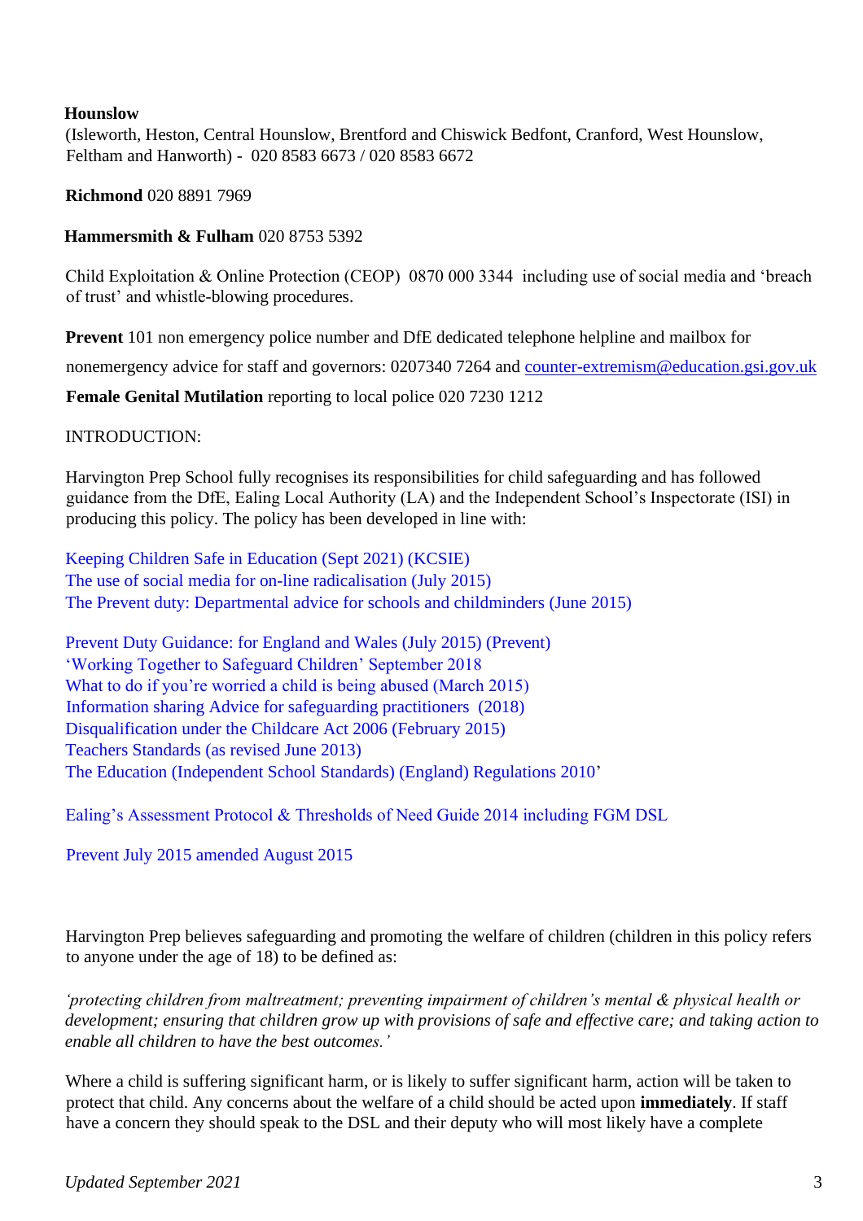**Hounslow**
(Isleworth, Heston, Central Hounslow, Brentford and Chiswick Bedfont, Cranford, West Hounslow, Feltham and Hanworth) - 020 8583 6673 / 020 8583 6672

**Richmond** 020 8891 7969

**Hammersmith & Fulham** 020 8753 5392

Child Exploitation & Online Protection (CEOP) 0870 000 3344 including use of social media and 'breach of trust' and whistle-blowing procedures.

**Prevent** 101 non emergency police number and DfE dedicated telephone helpline and mailbox for

nonemergency advice for staff and governors: 0207340 7264 and counter-extremism@education.gsi.gov.uk

**Female Genital Mutilation** reporting to local police 020 7230 1212

INTRODUCTION:

Harvington Prep School fully recognises its responsibilities for child safeguarding and has followed guidance from the DfE, Ealing Local Authority (LA) and the Independent School's Inspectorate (ISI) in producing this policy. The policy has been developed in line with:

Keeping Children Safe in Education (Sept 2021) (KCSIE)
The use of social media for on-line radicalisation (July 2015)
The Prevent duty: Departmental advice for schools and childminders (June 2015)

Prevent Duty Guidance: for England and Wales (July 2015) (Prevent)
'Working Together to Safeguard Children' September 2018
What to do if you're worried a child is being abused (March 2015)
Information sharing Advice for safeguarding practitioners (2018)
Disqualification under the Childcare Act 2006 (February 2015)
Teachers Standards (as revised June 2013)
The Education (Independent School Standards) (England) Regulations 2010'

Ealing's Assessment Protocol & Thresholds of Need Guide 2014 including FGM DSL

Prevent July 2015 amended August 2015

Harvington Prep believes safeguarding and promoting the welfare of children (children in this policy refers to anyone under the age of 18) to be defined as:

*'protecting children from maltreatment; preventing impairment of children's mental & physical health or development; ensuring that children grow up with provisions of safe and effective care; and taking action to enable all children to have the best outcomes.'*

Where a child is suffering significant harm, or is likely to suffer significant harm, action will be taken to protect that child. Any concerns about the welfare of a child should be acted upon **immediately**. If staff have a concern they should speak to the DSL and their deputy who will most likely have a complete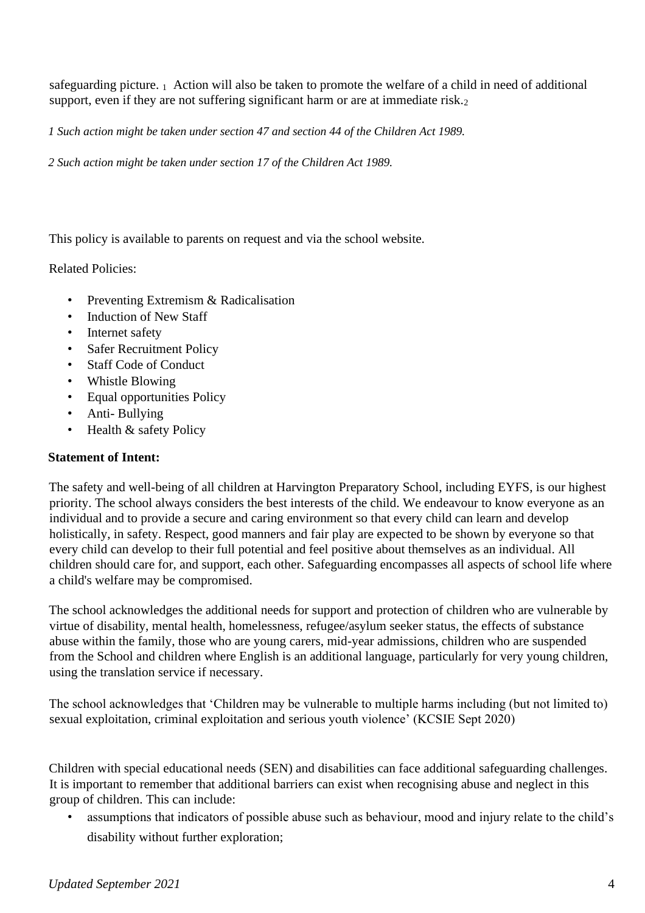safeguarding picture. [1] Action will also be taken to promote the welfare of a child in need of additional support, even if they are not suffering significant harm or are at immediate risk.[2]

*1 Such action might be taken under section 47 and section 44 of the Children Act 1989.*

*2 Such action might be taken under section 17 of the Children Act 1989.*

This policy is available to parents on request and via the school website.

Related Policies:

- Preventing Extremism & Radicalisation
- Induction of New Staff
- Internet safety
- Safer Recruitment Policy
- Staff Code of Conduct
- Whistle Blowing
- Equal opportunities Policy
- Anti- Bullying
- Health & safety Policy

**Statement of Intent:**

The safety and well-being of all children at Harvington Preparatory School, including EYFS, is our highest priority. The school always considers the best interests of the child. We endeavour to know everyone as an individual and to provide a secure and caring environment so that every child can learn and develop holistically, in safety. Respect, good manners and fair play are expected to be shown by everyone so that every child can develop to their full potential and feel positive about themselves as an individual. All children should care for, and support, each other. Safeguarding encompasses all aspects of school life where a child's welfare may be compromised.

The school acknowledges the additional needs for support and protection of children who are vulnerable by virtue of disability, mental health, homelessness, refugee/asylum seeker status, the effects of substance abuse within the family, those who are young carers, mid-year admissions, children who are suspended from the School and children where English is an additional language, particularly for very young children, using the translation service if necessary.

The school acknowledges that 'Children may be vulnerable to multiple harms including (but not limited to) sexual exploitation, criminal exploitation and serious youth violence' (KCSIE Sept 2020)

Children with special educational needs (SEN) and disabilities can face additional safeguarding challenges. It is important to remember that additional barriers can exist when recognising abuse and neglect in this group of children. This can include:

- assumptions that indicators of possible abuse such as behaviour, mood and injury relate to the child's disability without further exploration;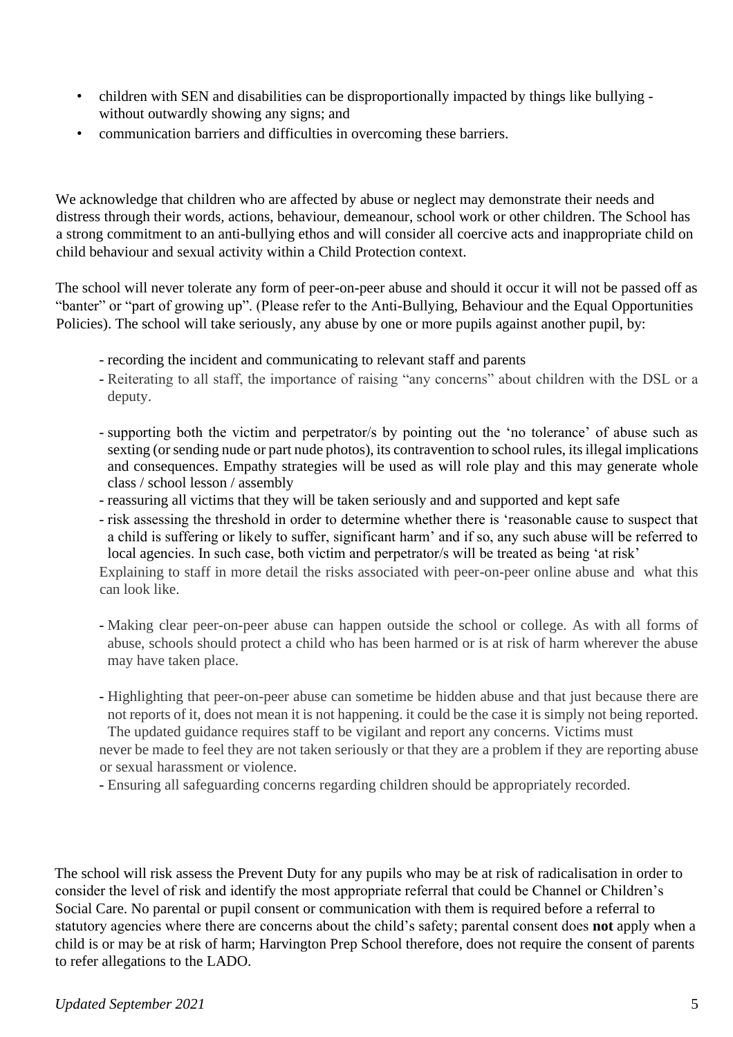- children with SEN and disabilities can be disproportionally impacted by things like bullying - without outwardly showing any signs; and
- communication barriers and difficulties in overcoming these barriers.

We acknowledge that children who are affected by abuse or neglect may demonstrate their needs and distress through their words, actions, behaviour, demeanour, school work or other children. The School has a strong commitment to an anti-bullying ethos and will consider all coercive acts and inappropriate child on child behaviour and sexual activity within a Child Protection context.

The school will never tolerate any form of peer-on-peer abuse and should it occur it will not be passed off as "banter" or "part of growing up". (Please refer to the Anti-Bullying, Behaviour and the Equal Opportunities Policies). The school will take seriously, any abuse by one or more pupils against another pupil, by:

- recording the incident and communicating to relevant staff and parents
- Reiterating to all staff, the importance of raising "any concerns" about children with the DSL or a deputy.
- supporting both the victim and perpetrator/s by pointing out the 'no tolerance' of abuse such as sexting (or sending nude or part nude photos), its contravention to school rules, its illegal implications and consequences. Empathy strategies will be used as will role play and this may generate whole class / school lesson / assembly
- reassuring all victims that they will be taken seriously and and supported and kept safe
- risk assessing the threshold in order to determine whether there is 'reasonable cause to suspect that a child is suffering or likely to suffer, significant harm' and if so, any such abuse will be referred to local agencies. In such case, both victim and perpetrator/s will be treated as being 'at risk'
  Explaining to staff in more detail the risks associated with peer-on-peer online abuse and what this can look like.
- Making clear peer-on-peer abuse can happen outside the school or college. As with all forms of abuse, schools should protect a child who has been harmed or is at risk of harm wherever the abuse may have taken place.
- Highlighting that peer-on-peer abuse can sometime be hidden abuse and that just because there are not reports of it, does not mean it is not happening. it could be the case it is simply not being reported. The updated guidance requires staff to be vigilant and report any concerns. Victims must never be made to feel they are not taken seriously or that they are a problem if they are reporting abuse or sexual harassment or violence.
- Ensuring all safeguarding concerns regarding children should be appropriately recorded.

The school will risk assess the Prevent Duty for any pupils who may be at risk of radicalisation in order to consider the level of risk and identify the most appropriate referral that could be Channel or Children's Social Care. No parental or pupil consent or communication with them is required before a referral to statutory agencies where there are concerns about the child's safety; parental consent does **not** apply when a child is or may be at risk of harm; Harvington Prep School therefore, does not require the consent of parents to refer allegations to the LADO.

*Updated September 2021*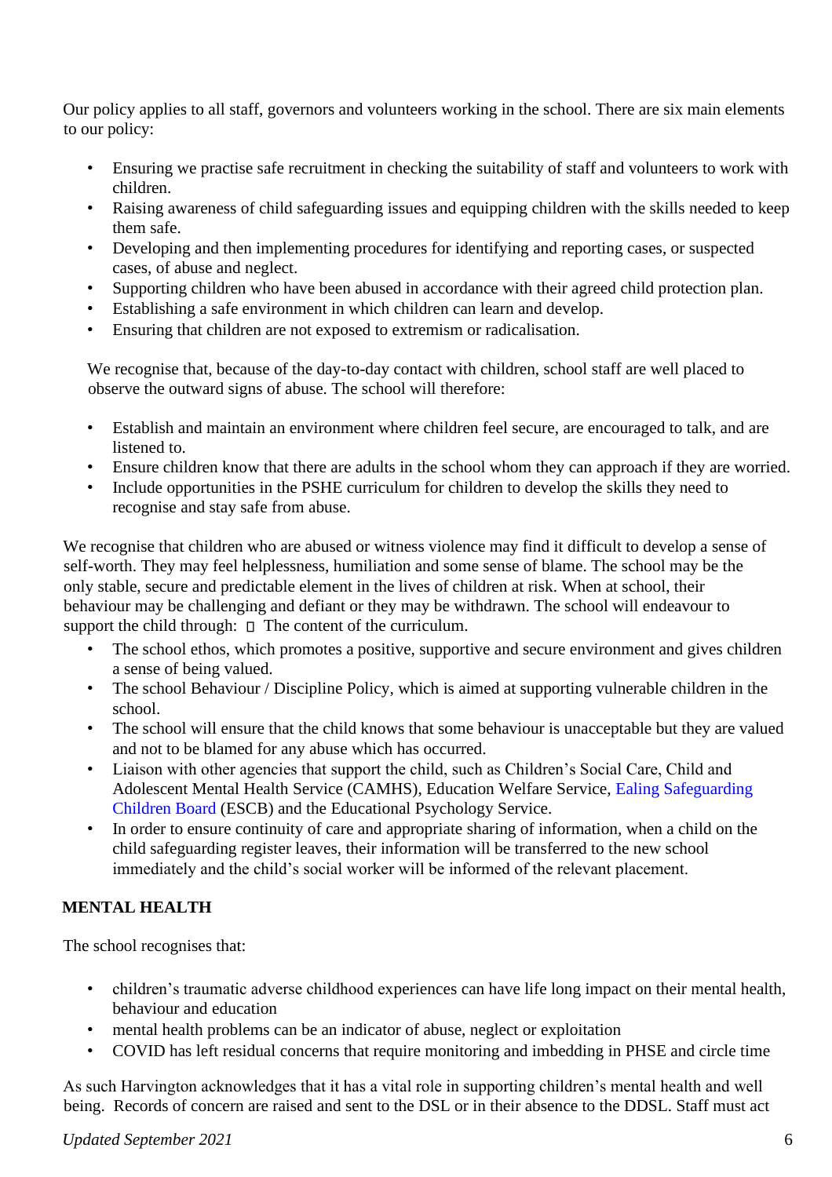Our policy applies to all staff, governors and volunteers working in the school. There are six main elements to our policy:

- Ensuring we practise safe recruitment in checking the suitability of staff and volunteers to work with children.
- Raising awareness of child safeguarding issues and equipping children with the skills needed to keep them safe.
- Developing and then implementing procedures for identifying and reporting cases, or suspected cases, of abuse and neglect.
- Supporting children who have been abused in accordance with their agreed child protection plan.
- Establishing a safe environment in which children can learn and develop.
- Ensuring that children are not exposed to extremism or radicalisation.

We recognise that, because of the day-to-day contact with children, school staff are well placed to observe the outward signs of abuse. The school will therefore:

- Establish and maintain an environment where children feel secure, are encouraged to talk, and are listened to.
- Ensure children know that there are adults in the school whom they can approach if they are worried.
- Include opportunities in the PSHE curriculum for children to develop the skills they need to recognise and stay safe from abuse.

We recognise that children who are abused or witness violence may find it difficult to develop a sense of self-worth. They may feel helplessness, humiliation and some sense of blame. The school may be the only stable, secure and predictable element in the lives of children at risk. When at school, their behaviour may be challenging and defiant or they may be withdrawn. The school will endeavour to support the child through:  The content of the curriculum.

- The school ethos, which promotes a positive, supportive and secure environment and gives children a sense of being valued.
- The school Behaviour / Discipline Policy, which is aimed at supporting vulnerable children in the school.
- The school will ensure that the child knows that some behaviour is unacceptable but they are valued and not to be blamed for any abuse which has occurred.
- Liaison with other agencies that support the child, such as Children's Social Care, Child and Adolescent Mental Health Service (CAMHS), Education Welfare Service, Ealing Safeguarding Children Board (ESCB) and the Educational Psychology Service.
- In order to ensure continuity of care and appropriate sharing of information, when a child on the child safeguarding register leaves, their information will be transferred to the new school immediately and the child's social worker will be informed of the relevant placement.

**MENTAL HEALTH**

The school recognises that:

- children's traumatic adverse childhood experiences can have life long impact on their mental health, behaviour and education
- mental health problems can be an indicator of abuse, neglect or exploitation
- COVID has left residual concerns that require monitoring and imbedding in PHSE and circle time

As such Harvington acknowledges that it has a vital role in supporting children's mental health and well being. Records of concern are raised and sent to the DSL or in their absence to the DDSL. Staff must act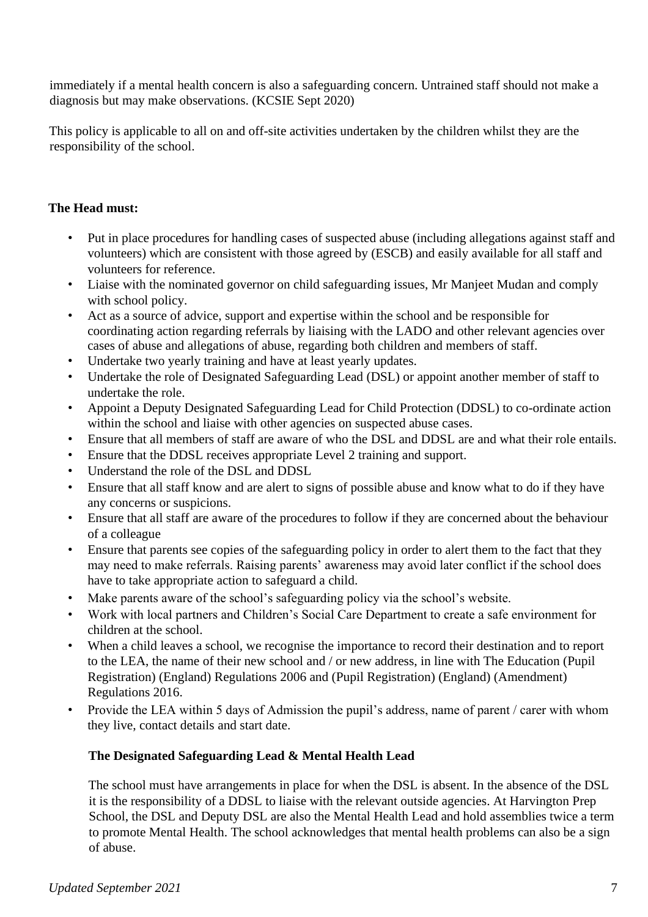immediately if a mental health concern is also a safeguarding concern. Untrained staff should not make a diagnosis but may make observations. (KCSIE Sept 2020)

This policy is applicable to all on and off-site activities undertaken by the children whilst they are the responsibility of the school.

**The Head must:**

- Put in place procedures for handling cases of suspected abuse (including allegations against staff and volunteers) which are consistent with those agreed by (ESCB) and easily available for all staff and volunteers for reference.
- Liaise with the nominated governor on child safeguarding issues, Mr Manjeet Mudan and comply with school policy.
- Act as a source of advice, support and expertise within the school and be responsible for coordinating action regarding referrals by liaising with the LADO and other relevant agencies over cases of abuse and allegations of abuse, regarding both children and members of staff.
- Undertake two yearly training and have at least yearly updates.
- Undertake the role of Designated Safeguarding Lead (DSL) or appoint another member of staff to undertake the role.
- Appoint a Deputy Designated Safeguarding Lead for Child Protection (DDSL) to co-ordinate action within the school and liaise with other agencies on suspected abuse cases.
- Ensure that all members of staff are aware of who the DSL and DDSL are and what their role entails.
- Ensure that the DDSL receives appropriate Level 2 training and support.
- Understand the role of the DSL and DDSL
- Ensure that all staff know and are alert to signs of possible abuse and know what to do if they have any concerns or suspicions.
- Ensure that all staff are aware of the procedures to follow if they are concerned about the behaviour of a colleague
- Ensure that parents see copies of the safeguarding policy in order to alert them to the fact that they may need to make referrals. Raising parents' awareness may avoid later conflict if the school does have to take appropriate action to safeguard a child.
- Make parents aware of the school's safeguarding policy via the school's website.
- Work with local partners and Children's Social Care Department to create a safe environment for children at the school.
- When a child leaves a school, we recognise the importance to record their destination and to report to the LEA, the name of their new school and / or new address, in line with The Education (Pupil Registration) (England) Regulations 2006 and (Pupil Registration) (England) (Amendment) Regulations 2016.
- Provide the LEA within 5 days of Admission the pupil's address, name of parent / carer with whom they live, contact details and start date.

**The Designated Safeguarding Lead & Mental Health Lead**

The school must have arrangements in place for when the DSL is absent. In the absence of the DSL it is the responsibility of a DDSL to liaise with the relevant outside agencies. At Harvington Prep School, the DSL and Deputy DSL are also the Mental Health Lead and hold assemblies twice a term to promote Mental Health. The school acknowledges that mental health problems can also be a sign of abuse.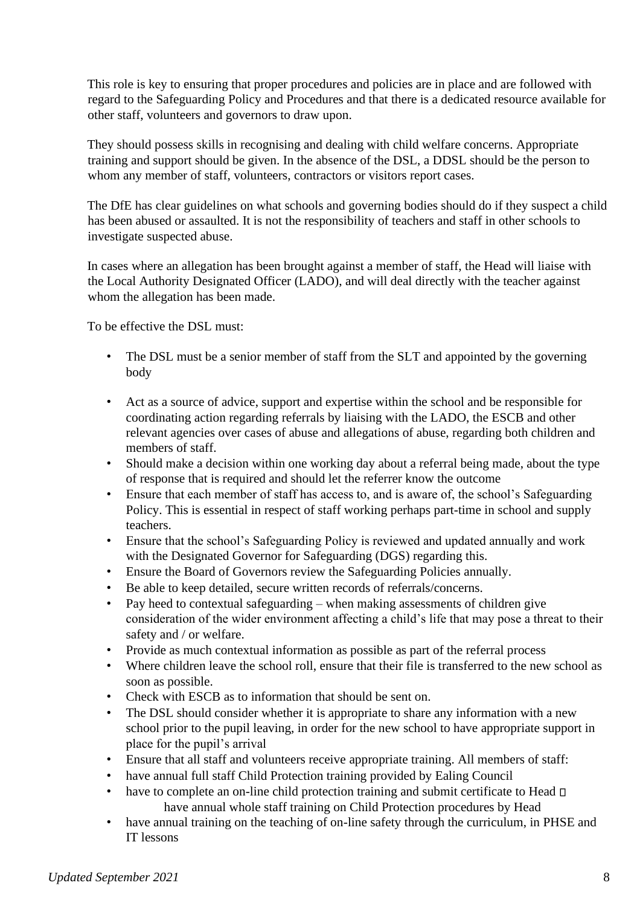This role is key to ensuring that proper procedures and policies are in place and are followed with regard to the Safeguarding Policy and Procedures and that there is a dedicated resource available for other staff, volunteers and governors to draw upon.

They should possess skills in recognising and dealing with child welfare concerns. Appropriate training and support should be given. In the absence of the DSL, a DDSL should be the person to whom any member of staff, volunteers, contractors or visitors report cases.

The DfE has clear guidelines on what schools and governing bodies should do if they suspect a child has been abused or assaulted. It is not the responsibility of teachers and staff in other schools to investigate suspected abuse.

In cases where an allegation has been brought against a member of staff, the Head will liaise with the Local Authority Designated Officer (LADO), and will deal directly with the teacher against whom the allegation has been made.

To be effective the DSL must:

- The DSL must be a senior member of staff from the SLT and appointed by the governing body
- Act as a source of advice, support and expertise within the school and be responsible for coordinating action regarding referrals by liaising with the LADO, the ESCB and other relevant agencies over cases of abuse and allegations of abuse, regarding both children and members of staff.
- Should make a decision within one working day about a referral being made, about the type of response that is required and should let the referrer know the outcome
- Ensure that each member of staff has access to, and is aware of, the school's Safeguarding Policy. This is essential in respect of staff working perhaps part-time in school and supply teachers.
- Ensure that the school's Safeguarding Policy is reviewed and updated annually and work with the Designated Governor for Safeguarding (DGS) regarding this.
- Ensure the Board of Governors review the Safeguarding Policies annually.
- Be able to keep detailed, secure written records of referrals/concerns.
- Pay heed to contextual safeguarding – when making assessments of children give consideration of the wider environment affecting a child's life that may pose a threat to their safety and / or welfare.
- Provide as much contextual information as possible as part of the referral process
- Where children leave the school roll, ensure that their file is transferred to the new school as soon as possible.
- Check with ESCB as to information that should be sent on.
- The DSL should consider whether it is appropriate to share any information with a new school prior to the pupil leaving, in order for the new school to have appropriate support in place for the pupil's arrival
- Ensure that all staff and volunteers receive appropriate training. All members of staff:
- have annual full staff Child Protection training provided by Ealing Council
- have to complete an on-line child protection training and submit certificate to Head
- have annual whole staff training on Child Protection procedures by Head
- have annual training on the teaching of on-line safety through the curriculum, in PHSE and IT lessons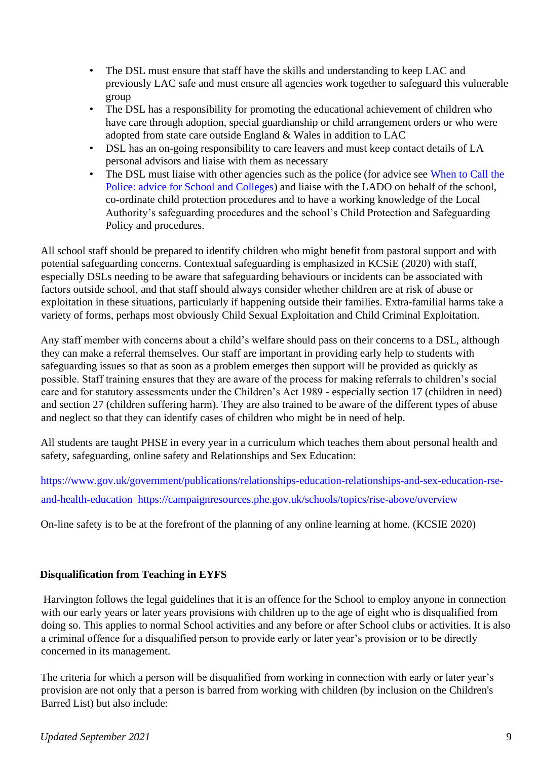- The DSL must ensure that staff have the skills and understanding to keep LAC and previously LAC safe and must ensure all agencies work together to safeguard this vulnerable group
- The DSL has a responsibility for promoting the educational achievement of children who have care through adoption, special guardianship or child arrangement orders or who were adopted from state care outside England & Wales in addition to LAC
- DSL has an on-going responsibility to care leavers and must keep contact details of LA personal advisors and liaise with them as necessary
- The DSL must liaise with other agencies such as the police (for advice see When to Call the Police: advice for School and Colleges) and liaise with the LADO on behalf of the school, co-ordinate child protection procedures and to have a working knowledge of the Local Authority's safeguarding procedures and the school's Child Protection and Safeguarding Policy and procedures.

All school staff should be prepared to identify children who might benefit from pastoral support and with potential safeguarding concerns. Contextual safeguarding is emphasized in KCSiE (2020) with staff, especially DSLs needing to be aware that safeguarding behaviours or incidents can be associated with factors outside school, and that staff should always consider whether children are at risk of abuse or exploitation in these situations, particularly if happening outside their families. Extra-familial harms take a variety of forms, perhaps most obviously Child Sexual Exploitation and Child Criminal Exploitation.

Any staff member with concerns about a child's welfare should pass on their concerns to a DSL, although they can make a referral themselves. Our staff are important in providing early help to students with safeguarding issues so that as soon as a problem emerges then support will be provided as quickly as possible. Staff training ensures that they are aware of the process for making referrals to children's social care and for statutory assessments under the Children's Act 1989 - especially section 17 (children in need) and section 27 (children suffering harm). They are also trained to be aware of the different types of abuse and neglect so that they can identify cases of children who might be in need of help.

All students are taught PHSE in every year in a curriculum which teaches them about personal health and safety, safeguarding, online safety and Relationships and Sex Education:

https://www.gov.uk/government/publications/relationships-education-relationships-and-sex-education-rse-and-health-education https://campaignresources.phe.gov.uk/schools/topics/rise-above/overview

On-line safety is to be at the forefront of the planning of any online learning at home. (KCSIE 2020)

**Disqualification from Teaching in EYFS**

Harvington follows the legal guidelines that it is an offence for the School to employ anyone in connection with our early years or later years provisions with children up to the age of eight who is disqualified from doing so. This applies to normal School activities and any before or after School clubs or activities. It is also a criminal offence for a disqualified person to provide early or later year's provision or to be directly concerned in its management.

The criteria for which a person will be disqualified from working in connection with early or later year's provision are not only that a person is barred from working with children (by inclusion on the Children's Barred List) but also include: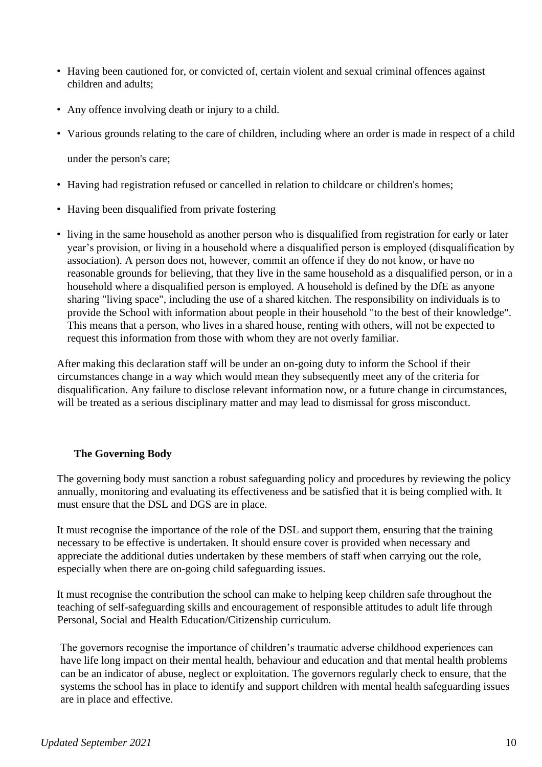- Having been cautioned for, or convicted of, certain violent and sexual criminal offences against children and adults;
- Any offence involving death or injury to a child.
- Various grounds relating to the care of children, including where an order is made in respect of a child under the person's care;
- Having had registration refused or cancelled in relation to childcare or children's homes;
- Having been disqualified from private fostering
- living in the same household as another person who is disqualified from registration for early or later year's provision, or living in a household where a disqualified person is employed (disqualification by association). A person does not, however, commit an offence if they do not know, or have no reasonable grounds for believing, that they live in the same household as a disqualified person, or in a household where a disqualified person is employed. A household is defined by the DfE as anyone sharing "living space", including the use of a shared kitchen. The responsibility on individuals is to provide the School with information about people in their household "to the best of their knowledge". This means that a person, who lives in a shared house, renting with others, will not be expected to request this information from those with whom they are not overly familiar.

After making this declaration staff will be under an on-going duty to inform the School if their circumstances change in a way which would mean they subsequently meet any of the criteria for disqualification. Any failure to disclose relevant information now, or a future change in circumstances, will be treated as a serious disciplinary matter and may lead to dismissal for gross misconduct.

**The Governing Body**

The governing body must sanction a robust safeguarding policy and procedures by reviewing the policy annually, monitoring and evaluating its effectiveness and be satisfied that it is being complied with. It must ensure that the DSL and DGS are in place.

It must recognise the importance of the role of the DSL and support them, ensuring that the training necessary to be effective is undertaken. It should ensure cover is provided when necessary and appreciate the additional duties undertaken by these members of staff when carrying out the role, especially when there are on-going child safeguarding issues.

It must recognise the contribution the school can make to helping keep children safe throughout the teaching of self-safeguarding skills and encouragement of responsible attitudes to adult life through Personal, Social and Health Education/Citizenship curriculum.

The governors recognise the importance of children's traumatic adverse childhood experiences can have life long impact on their mental health, behaviour and education and that mental health problems can be an indicator of abuse, neglect or exploitation. The governors regularly check to ensure, that the systems the school has in place to identify and support children with mental health safeguarding issues are in place and effective.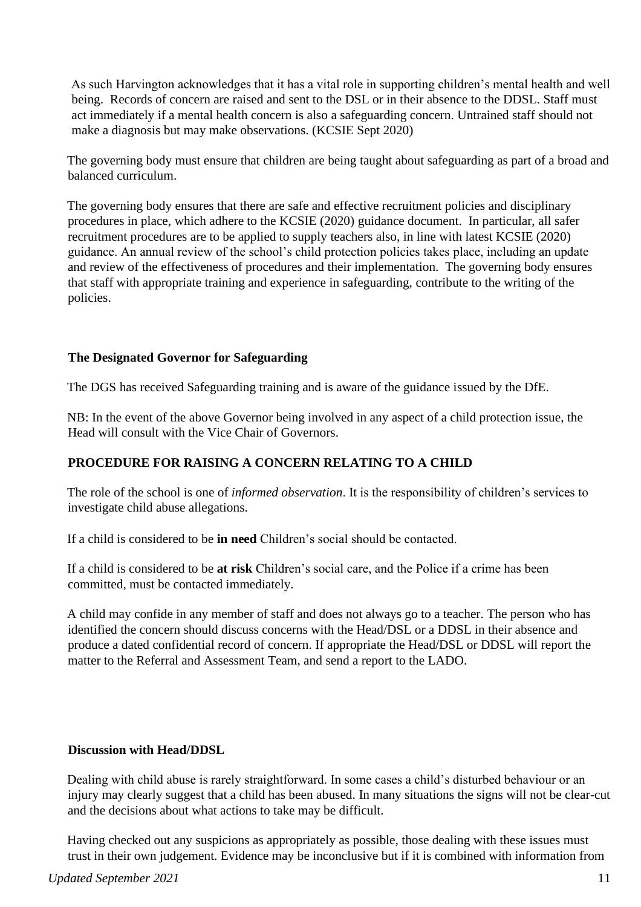As such Harvington acknowledges that it has a vital role in supporting children's mental health and well being. Records of concern are raised and sent to the DSL or in their absence to the DDSL. Staff must act immediately if a mental health concern is also a safeguarding concern. Untrained staff should not make a diagnosis but may make observations. (KCSIE Sept 2020)

The governing body must ensure that children are being taught about safeguarding as part of a broad and balanced curriculum.

The governing body ensures that there are safe and effective recruitment policies and disciplinary procedures in place, which adhere to the KCSIE (2020) guidance document. In particular, all safer recruitment procedures are to be applied to supply teachers also, in line with latest KCSIE (2020) guidance. An annual review of the school's child protection policies takes place, including an update and review of the effectiveness of procedures and their implementation. The governing body ensures that staff with appropriate training and experience in safeguarding, contribute to the writing of the policies.

**The Designated Governor for Safeguarding**

The DGS has received Safeguarding training and is aware of the guidance issued by the DfE.

NB: In the event of the above Governor being involved in any aspect of a child protection issue, the Head will consult with the Vice Chair of Governors.

**PROCEDURE FOR RAISING A CONCERN RELATING TO A CHILD**

The role of the school is one of *informed observation*. It is the responsibility of children's services to investigate child abuse allegations.

If a child is considered to be **in need** Children's social should be contacted.

If a child is considered to be **at risk** Children's social care, and the Police if a crime has been committed, must be contacted immediately.

A child may confide in any member of staff and does not always go to a teacher. The person who has identified the concern should discuss concerns with the Head/DSL or a DDSL in their absence and produce a dated confidential record of concern. If appropriate the Head/DSL or DDSL will report the matter to the Referral and Assessment Team, and send a report to the LADO.

**Discussion with Head/DDSL**

Dealing with child abuse is rarely straightforward. In some cases a child's disturbed behaviour or an injury may clearly suggest that a child has been abused. In many situations the signs will not be clear-cut and the decisions about what actions to take may be difficult.

Having checked out any suspicions as appropriately as possible, those dealing with these issues must trust in their own judgement. Evidence may be inconclusive but if it is combined with information from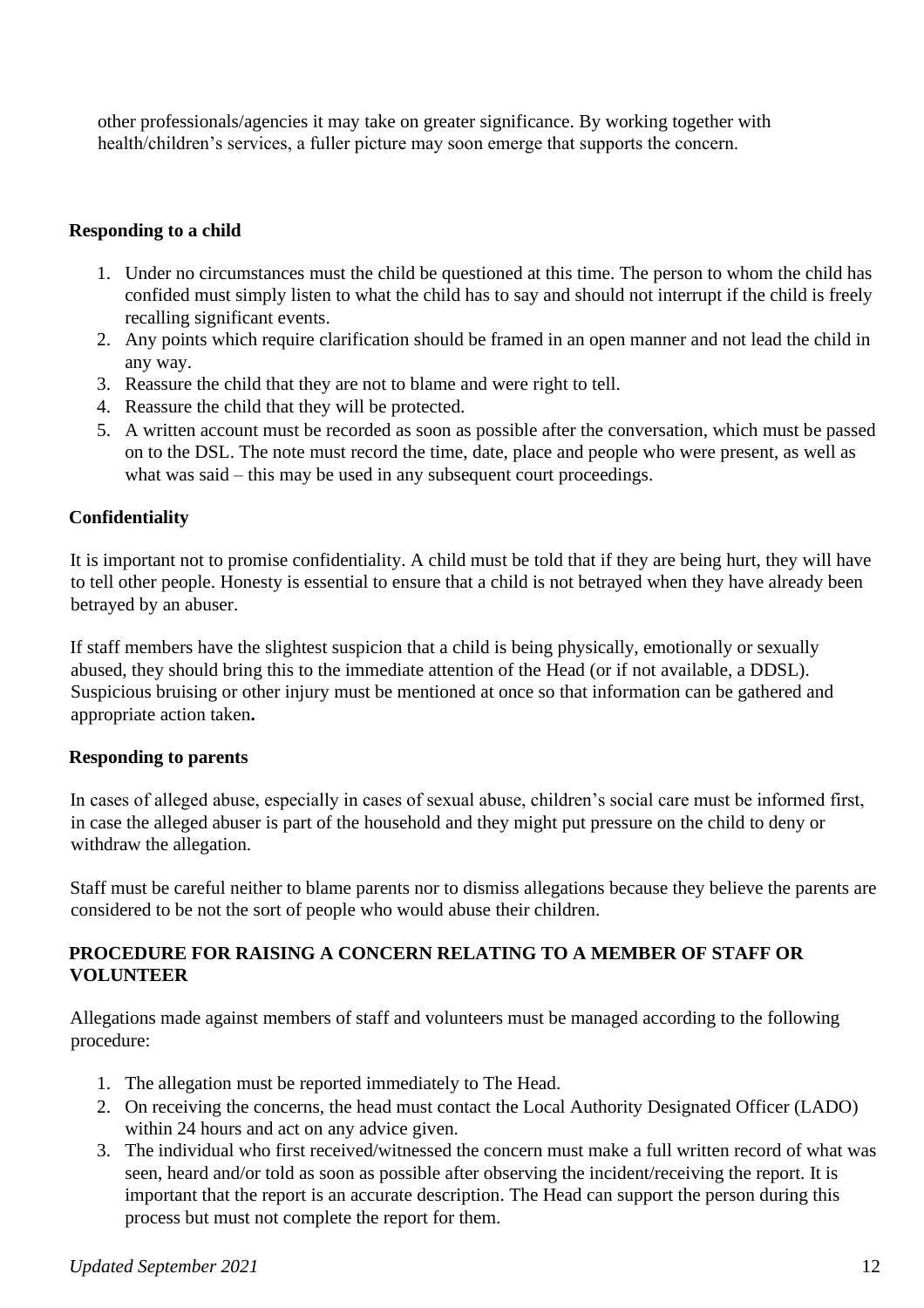other professionals/agencies it may take on greater significance. By working together with health/children's services, a fuller picture may soon emerge that supports the concern.

### Responding to a child

1. Under no circumstances must the child be questioned at this time. The person to whom the child has confided must simply listen to what the child has to say and should not interrupt if the child is freely recalling significant events.
2. Any points which require clarification should be framed in an open manner and not lead the child in any way.
3. Reassure the child that they are not to blame and were right to tell.
4. Reassure the child that they will be protected.
5. A written account must be recorded as soon as possible after the conversation, which must be passed on to the DSL. The note must record the time, date, place and people who were present, as well as what was said – this may be used in any subsequent court proceedings.

### Confidentiality

It is important not to promise confidentiality. A child must be told that if they are being hurt, they will have to tell other people. Honesty is essential to ensure that a child is not betrayed when they have already been betrayed by an abuser.

If staff members have the slightest suspicion that a child is being physically, emotionally or sexually abused, they should bring this to the immediate attention of the Head (or if not available, a DDSL). Suspicious bruising or other injury must be mentioned at once so that information can be gathered and appropriate action taken**.**

### Responding to parents

In cases of alleged abuse, especially in cases of sexual abuse, children's social care must be informed first, in case the alleged abuser is part of the household and they might put pressure on the child to deny or withdraw the allegation.

Staff must be careful neither to blame parents nor to dismiss allegations because they believe the parents are considered to be not the sort of people who would abuse their children.

## PROCEDURE FOR RAISING A CONCERN RELATING TO A MEMBER OF STAFF OR VOLUNTEER

Allegations made against members of staff and volunteers must be managed according to the following procedure:

1. The allegation must be reported immediately to The Head.
2. On receiving the concerns, the head must contact the Local Authority Designated Officer (LADO) within 24 hours and act on any advice given.
3. The individual who first received/witnessed the concern must make a full written record of what was seen, heard and/or told as soon as possible after observing the incident/receiving the report. It is important that the report is an accurate description. The Head can support the person during this process but must not complete the report for them.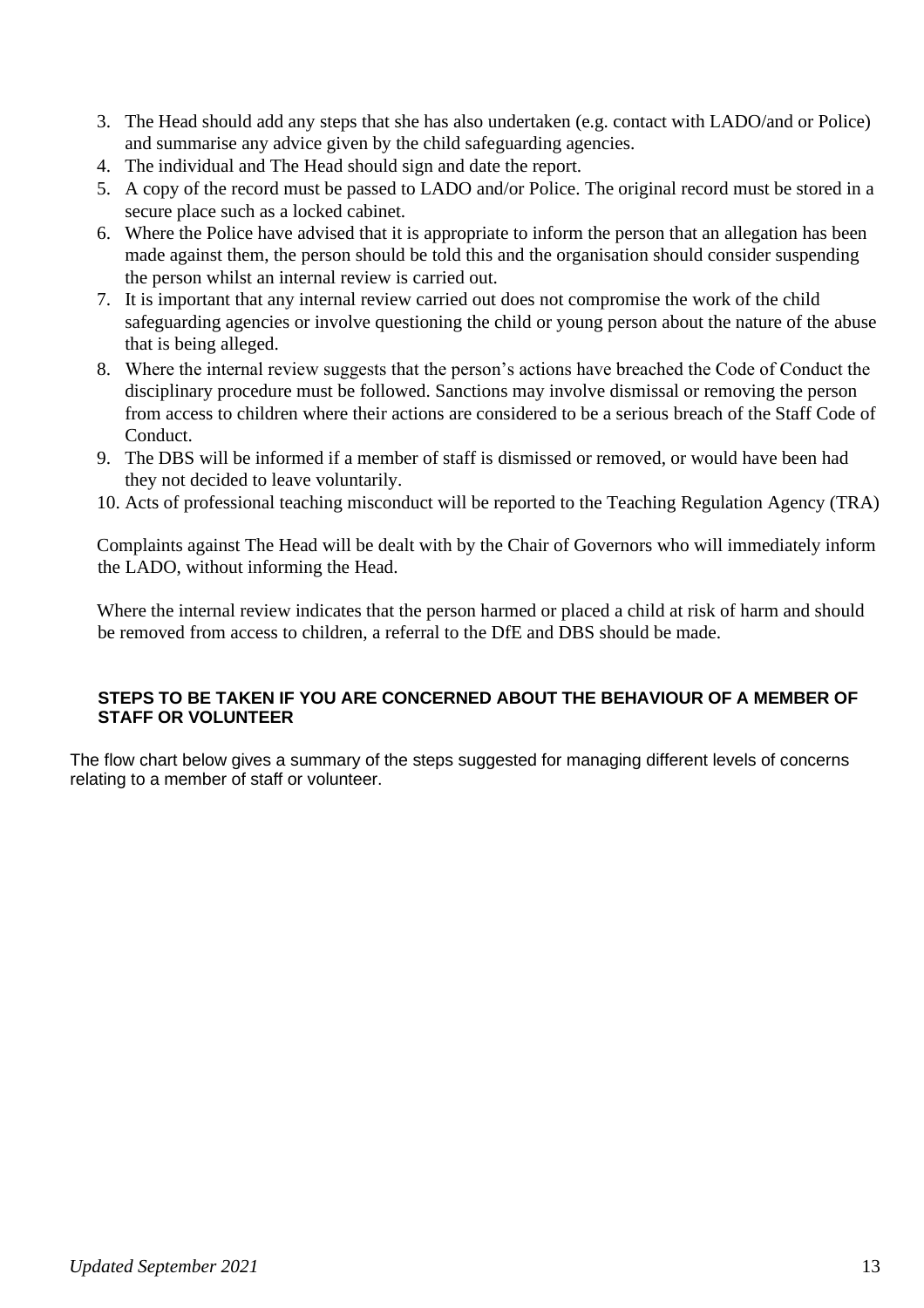3. The Head should add any steps that she has also undertaken (e.g. contact with LADO/and or Police) and summarise any advice given by the child safeguarding agencies.
4. The individual and The Head should sign and date the report.
5. A copy of the record must be passed to LADO and/or Police. The original record must be stored in a secure place such as a locked cabinet.
6. Where the Police have advised that it is appropriate to inform the person that an allegation has been made against them, the person should be told this and the organisation should consider suspending the person whilst an internal review is carried out.
7. It is important that any internal review carried out does not compromise the work of the child safeguarding agencies or involve questioning the child or young person about the nature of the abuse that is being alleged.
8. Where the internal review suggests that the person's actions have breached the Code of Conduct the disciplinary procedure must be followed. Sanctions may involve dismissal or removing the person from access to children where their actions are considered to be a serious breach of the Staff Code of Conduct.
9. The DBS will be informed if a member of staff is dismissed or removed, or would have been had they not decided to leave voluntarily.
10. Acts of professional teaching misconduct will be reported to the Teaching Regulation Agency (TRA)

Complaints against The Head will be dealt with by the Chair of Governors who will immediately inform the LADO, without informing the Head.

Where the internal review indicates that the person harmed or placed a child at risk of harm and should be removed from access to children, a referral to the DfE and DBS should be made.

**STEPS TO BE TAKEN IF YOU ARE CONCERNED ABOUT THE BEHAVIOUR OF A MEMBER OF STAFF OR VOLUNTEER**

The flow chart below gives a summary of the steps suggested for managing different levels of concerns relating to a member of staff or volunteer.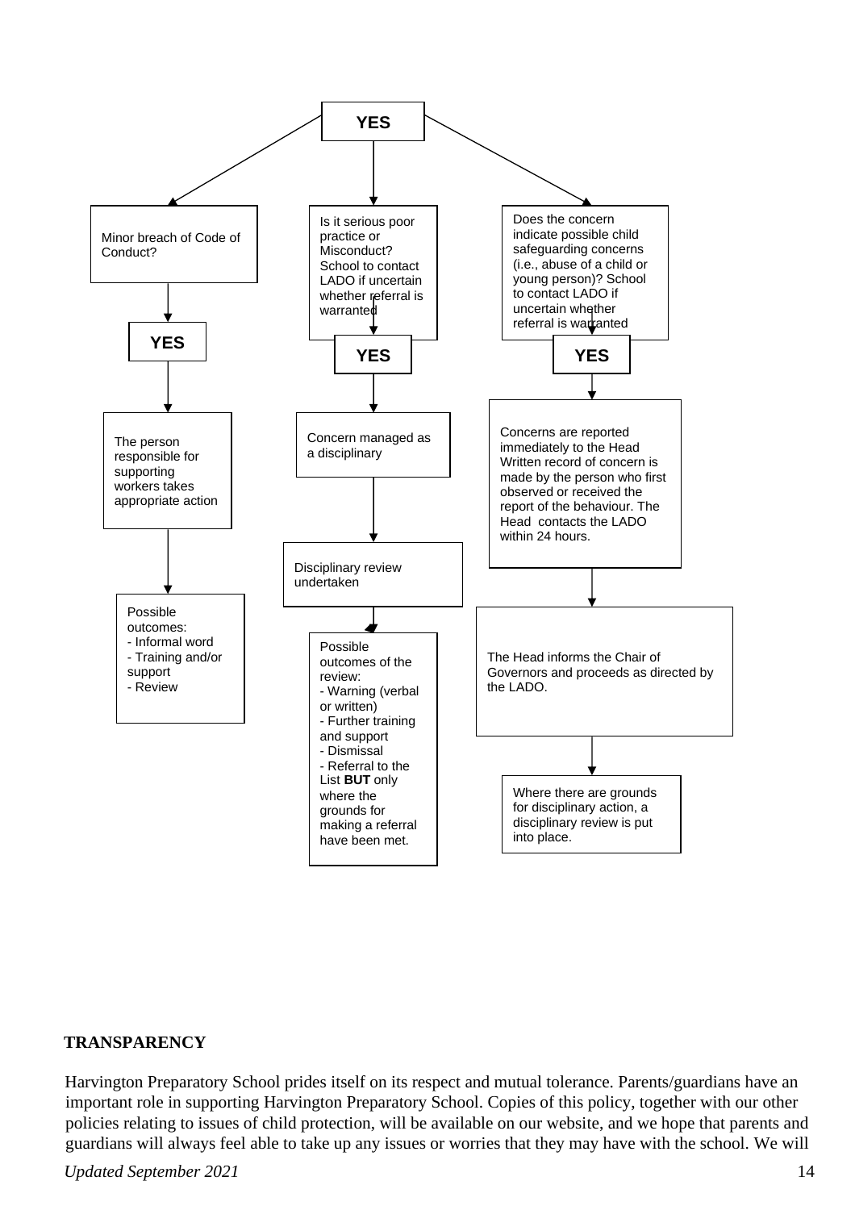**YES**

**Minor breach of Code of Conduct?**

**YES**

The person responsible for supporting workers takes appropriate action

Possible outcomes:
- Informal word
- Training and/or support
- Review

**Is it serious poor practice or Misconduct? School to contact LADO if uncertain whether referral is warranted**

**YES**

Concern managed as a disciplinary

Disciplinary review undertaken

Possible outcomes of the review:
- Warning (verbal or written)
- Further training and support
- Dismissal
- Referral to the List **BUT** only where the grounds for making a referral have been met.

**Does the concern indicate possible child safeguarding concerns (i.e., abuse of a child or young person)? School to contact LADO if uncertain whether referral is warranted**

**YES**

Concerns are reported immediately to the Head Written record of concern is made by the person who first observed or received the report of the behaviour. The Head contacts the LADO within 24 hours.

The Head informs the Chair of Governors and proceeds as directed by the LADO.

Where there are grounds for disciplinary action, a disciplinary review is put into place.

**TRANSPARENCY**

Harvington Preparatory School prides itself on its respect and mutual tolerance. Parents/guardians have an important role in supporting Harvington Preparatory School. Copies of this policy, together with our other policies relating to issues of child protection, will be available on our website, and we hope that parents and guardians will always feel able to take up any issues or worries that they may have with the school. We will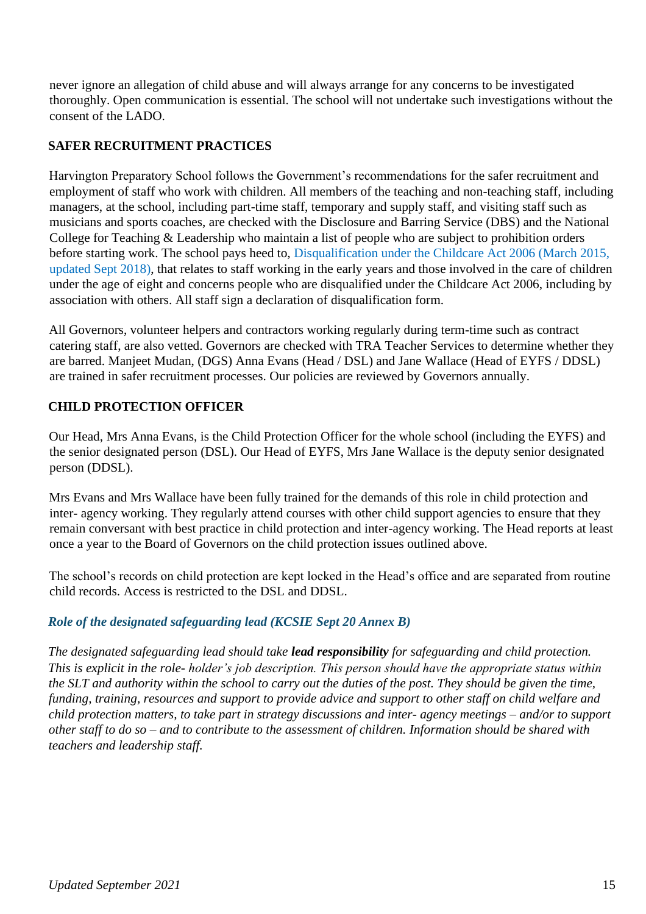never ignore an allegation of child abuse and will always arrange for any concerns to be investigated thoroughly. Open communication is essential. The school will not undertake such investigations without the consent of the LADO.

## SAFER RECRUITMENT PRACTICES

Harvington Preparatory School follows the Government's recommendations for the safer recruitment and employment of staff who work with children. All members of the teaching and non-teaching staff, including managers, at the school, including part-time staff, temporary and supply staff, and visiting staff such as musicians and sports coaches, are checked with the Disclosure and Barring Service (DBS) and the National College for Teaching & Leadership who maintain a list of people who are subject to prohibition orders before starting work. The school pays heed to, Disqualification under the Childcare Act 2006 (March 2015, updated Sept 2018), that relates to staff working in the early years and those involved in the care of children under the age of eight and concerns people who are disqualified under the Childcare Act 2006, including by association with others. All staff sign a declaration of disqualification form.

All Governors, volunteer helpers and contractors working regularly during term-time such as contract catering staff, are also vetted. Governors are checked with TRA Teacher Services to determine whether they are barred. Manjeet Mudan, (DGS) Anna Evans (Head / DSL) and Jane Wallace (Head of EYFS / DDSL) are trained in safer recruitment processes. Our policies are reviewed by Governors annually.

## CHILD PROTECTION OFFICER

Our Head, Mrs Anna Evans, is the Child Protection Officer for the whole school (including the EYFS) and the senior designated person (DSL). Our Head of EYFS, Mrs Jane Wallace is the deputy senior designated person (DDSL).

Mrs Evans and Mrs Wallace have been fully trained for the demands of this role in child protection and inter- agency working. They regularly attend courses with other child support agencies to ensure that they remain conversant with best practice in child protection and inter-agency working. The Head reports at least once a year to the Board of Governors on the child protection issues outlined above.

The school's records on child protection are kept locked in the Head's office and are separated from routine child records. Access is restricted to the DSL and DDSL.

### *Role of the designated safeguarding lead (KCSIE Sept 20 Annex B)*

*The designated safeguarding lead should take* ***lead responsibility*** *for safeguarding and child protection. This is explicit in the role- holder's job description. This person should have the appropriate status within the SLT and authority within the school to carry out the duties of the post. They should be given the time, funding, training, resources and support to provide advice and support to other staff on child welfare and child protection matters, to take part in strategy discussions and inter- agency meetings – and/or to support other staff to do so – and to contribute to the assessment of children. Information should be shared with teachers and leadership staff.*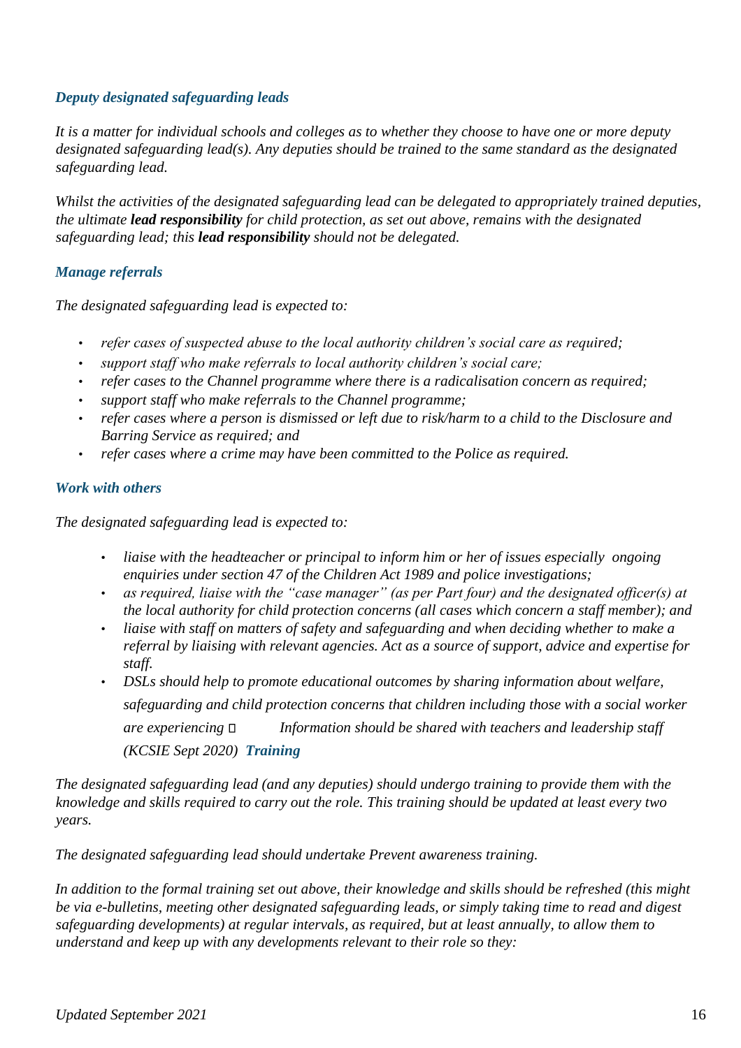### *Deputy designated safeguarding leads*

*It is a matter for individual schools and colleges as to whether they choose to have one or more deputy designated safeguarding lead(s). Any deputies should be trained to the same standard as the designated safeguarding lead.*

*Whilst the activities of the designated safeguarding lead can be delegated to appropriately trained deputies, the ultimate **lead responsibility** for child protection, as set out above, remains with the designated safeguarding lead; this **lead responsibility** should not be delegated.*

### *Manage referrals*

*The designated safeguarding lead is expected to:*

- *refer cases of suspected abuse to the local authority children's social care as required;*
- *support staff who make referrals to local authority children's social care;*
- *refer cases to the Channel programme where there is a radicalisation concern as required;*
- *support staff who make referrals to the Channel programme;*
- *refer cases where a person is dismissed or left due to risk/harm to a child to the Disclosure and Barring Service as required; and*
- *refer cases where a crime may have been committed to the Police as required.*

### *Work with others*

*The designated safeguarding lead is expected to:*

- *liaise with the headteacher or principal to inform him or her of issues especially ongoing enquiries under section 47 of the Children Act 1989 and police investigations;*
- *as required, liaise with the "case manager" (as per Part four) and the designated officer(s) at the local authority for child protection concerns (all cases which concern a staff member); and*
- *liaise with staff on matters of safety and safeguarding and when deciding whether to make a referral by liaising with relevant agencies. Act as a source of support, advice and expertise for staff.*
- *DSLs should help to promote educational outcomes by sharing information about welfare, safeguarding and child protection concerns that children including those with a social worker are experiencing  Information should be shared with teachers and leadership staff (KCSIE Sept 2020)*

### *Training*

*The designated safeguarding lead (and any deputies) should undergo training to provide them with the knowledge and skills required to carry out the role. This training should be updated at least every two years.*

*The designated safeguarding lead should undertake Prevent awareness training.*

*In addition to the formal training set out above, their knowledge and skills should be refreshed (this might be via e-bulletins, meeting other designated safeguarding leads, or simply taking time to read and digest safeguarding developments) at regular intervals, as required, but at least annually, to allow them to understand and keep up with any developments relevant to their role so they:*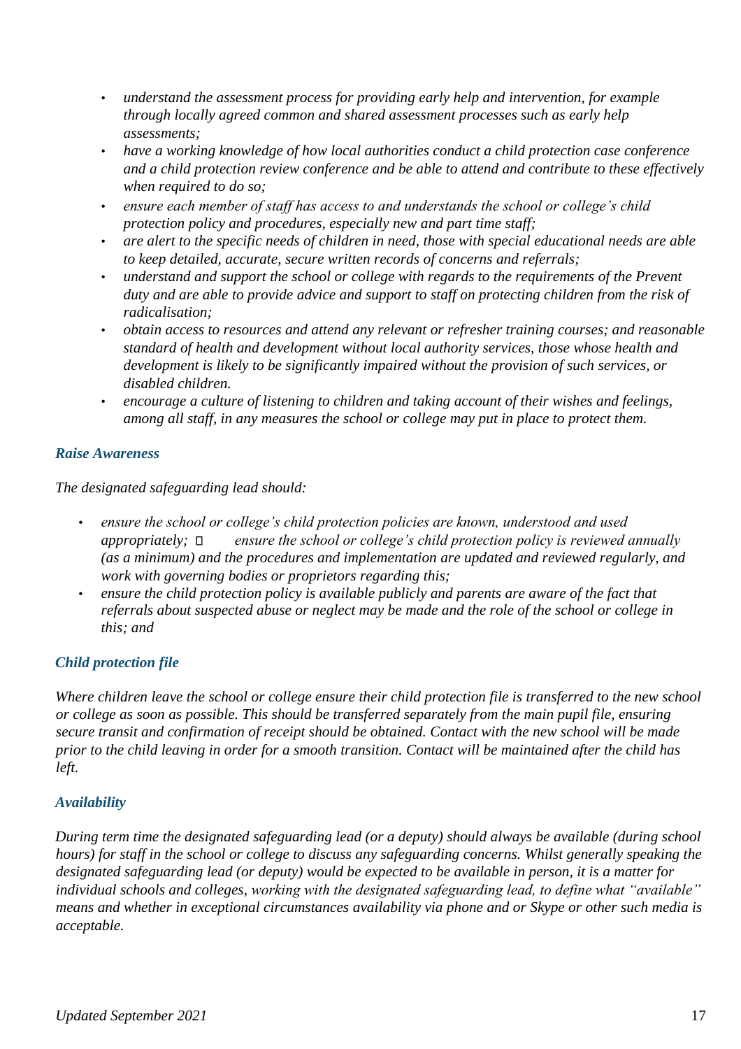- *understand the assessment process for providing early help and intervention, for example through locally agreed common and shared assessment processes such as early help assessments;*
- *have a working knowledge of how local authorities conduct a child protection case conference and a child protection review conference and be able to attend and contribute to these effectively when required to do so;*
- *ensure each member of staff has access to and understands the school or college's child protection policy and procedures, especially new and part time staff;*
- *are alert to the specific needs of children in need, those with special educational needs are able to keep detailed, accurate, secure written records of concerns and referrals;*
- *understand and support the school or college with regards to the requirements of the Prevent duty and are able to provide advice and support to staff on protecting children from the risk of radicalisation;*
- *obtain access to resources and attend any relevant or refresher training courses; and reasonable standard of health and development without local authority services, those whose health and development is likely to be significantly impaired without the provision of such services, or disabled children.*
- *encourage a culture of listening to children and taking account of their wishes and feelings, among all staff, in any measures the school or college may put in place to protect them.*

### *Raise Awareness*

*The designated safeguarding lead should:*

- *ensure the school or college's child protection policies are known, understood and used appropriately;*  *ensure the school or college's child protection policy is reviewed annually (as a minimum) and the procedures and implementation are updated and reviewed regularly, and work with governing bodies or proprietors regarding this;*
- *ensure the child protection policy is available publicly and parents are aware of the fact that referrals about suspected abuse or neglect may be made and the role of the school or college in this; and*

### *Child protection file*

*Where children leave the school or college ensure their child protection file is transferred to the new school or college as soon as possible. This should be transferred separately from the main pupil file, ensuring secure transit and confirmation of receipt should be obtained. Contact with the new school will be made prior to the child leaving in order for a smooth transition. Contact will be maintained after the child has left.*

### *Availability*

*During term time the designated safeguarding lead (or a deputy) should always be available (during school hours) for staff in the school or college to discuss any safeguarding concerns. Whilst generally speaking the designated safeguarding lead (or deputy) would be expected to be available in person, it is a matter for individual schools and colleges, working with the designated safeguarding lead, to define what "available" means and whether in exceptional circumstances availability via phone and or Skype or other such media is acceptable.*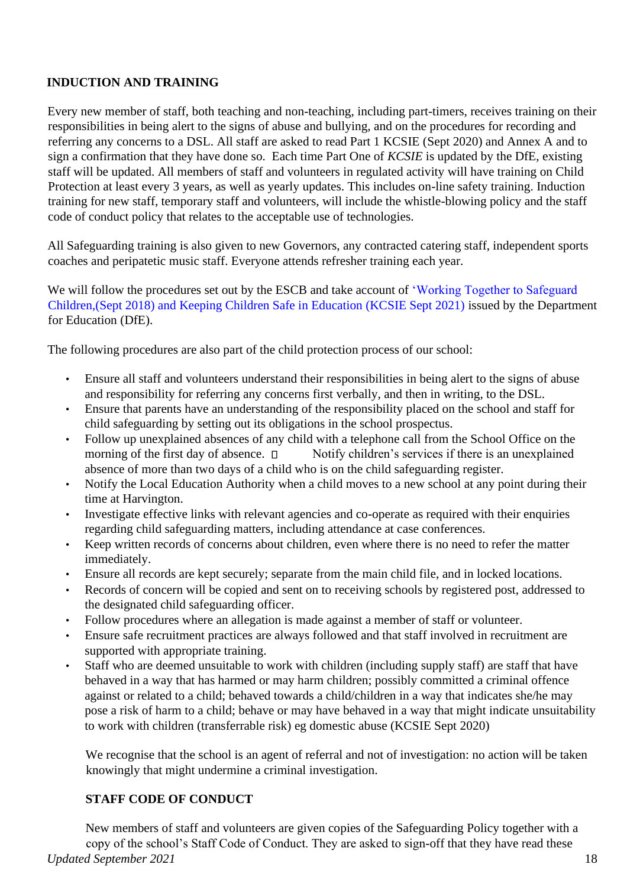## INDUCTION AND TRAINING

Every new member of staff, both teaching and non-teaching, including part-timers, receives training on their responsibilities in being alert to the signs of abuse and bullying, and on the procedures for recording and referring any concerns to a DSL. All staff are asked to read Part 1 KCSIE (Sept 2020) and Annex A and to sign a confirmation that they have done so. Each time Part One of *KCSIE* is updated by the DfE, existing staff will be updated. All members of staff and volunteers in regulated activity will have training on Child Protection at least every 3 years, as well as yearly updates. This includes on-line safety training. Induction training for new staff, temporary staff and volunteers, will include the whistle-blowing policy and the staff code of conduct policy that relates to the acceptable use of technologies.

All Safeguarding training is also given to new Governors, any contracted catering staff, independent sports coaches and peripatetic music staff. Everyone attends refresher training each year.

We will follow the procedures set out by the ESCB and take account of 'Working Together to Safeguard Children,(Sept 2018) and Keeping Children Safe in Education (KCSIE Sept 2021) issued by the Department for Education (DfE).

The following procedures are also part of the child protection process of our school:

- Ensure all staff and volunteers understand their responsibilities in being alert to the signs of abuse and responsibility for referring any concerns first verbally, and then in writing, to the DSL.
- Ensure that parents have an understanding of the responsibility placed on the school and staff for child safeguarding by setting out its obligations in the school prospectus.
- Follow up unexplained absences of any child with a telephone call from the School Office on the morning of the first day of absence.  Notify children's services if there is an unexplained absence of more than two days of a child who is on the child safeguarding register.
- Notify the Local Education Authority when a child moves to a new school at any point during their time at Harvington.
- Investigate effective links with relevant agencies and co-operate as required with their enquiries regarding child safeguarding matters, including attendance at case conferences.
- Keep written records of concerns about children, even where there is no need to refer the matter immediately.
- Ensure all records are kept securely; separate from the main child file, and in locked locations.
- Records of concern will be copied and sent on to receiving schools by registered post, addressed to the designated child safeguarding officer.
- Follow procedures where an allegation is made against a member of staff or volunteer.
- Ensure safe recruitment practices are always followed and that staff involved in recruitment are supported with appropriate training.
- Staff who are deemed unsuitable to work with children (including supply staff) are staff that have behaved in a way that has harmed or may harm children; possibly committed a criminal offence against or related to a child; behaved towards a child/children in a way that indicates she/he may pose a risk of harm to a child; behave or may have behaved in a way that might indicate unsuitability to work with children (transferrable risk) eg domestic abuse (KCSIE Sept 2020)

We recognise that the school is an agent of referral and not of investigation: no action will be taken knowingly that might undermine a criminal investigation.

## STAFF CODE OF CONDUCT

New members of staff and volunteers are given copies of the Safeguarding Policy together with a copy of the school's Staff Code of Conduct. They are asked to sign-off that they have read these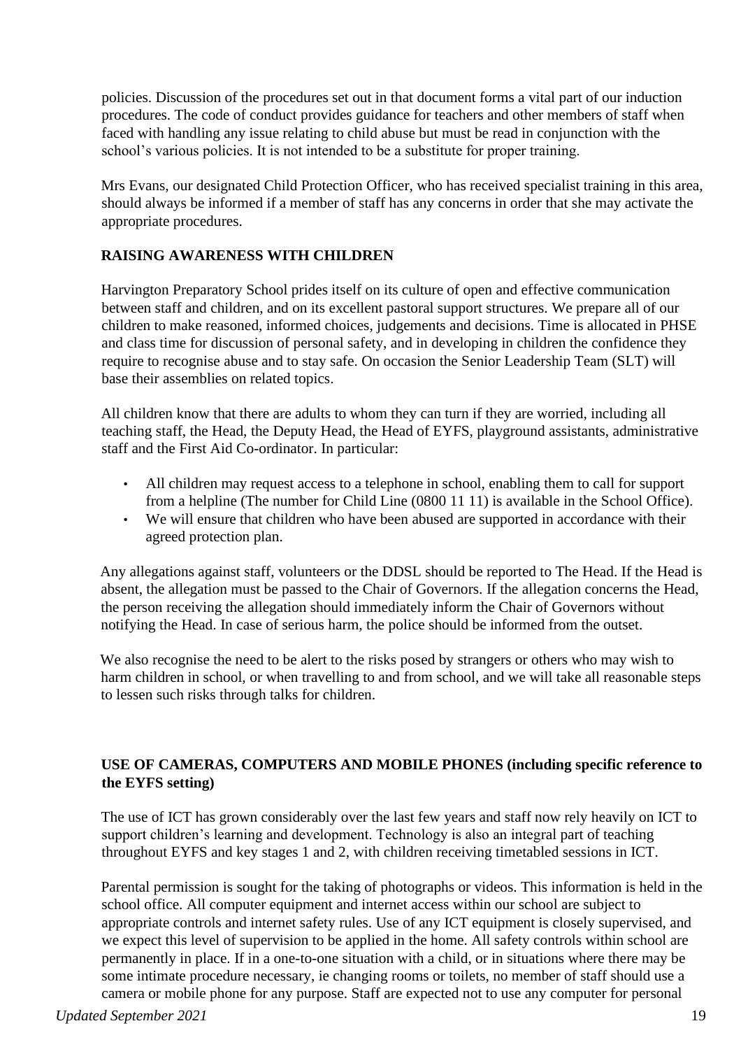policies. Discussion of the procedures set out in that document forms a vital part of our induction procedures. The code of conduct provides guidance for teachers and other members of staff when faced with handling any issue relating to child abuse but must be read in conjunction with the school's various policies. It is not intended to be a substitute for proper training.

Mrs Evans, our designated Child Protection Officer, who has received specialist training in this area, should always be informed if a member of staff has any concerns in order that she may activate the appropriate procedures.

## RAISING AWARENESS WITH CHILDREN

Harvington Preparatory School prides itself on its culture of open and effective communication between staff and children, and on its excellent pastoral support structures. We prepare all of our children to make reasoned, informed choices, judgements and decisions. Time is allocated in PHSE and class time for discussion of personal safety, and in developing in children the confidence they require to recognise abuse and to stay safe. On occasion the Senior Leadership Team (SLT) will base their assemblies on related topics.

All children know that there are adults to whom they can turn if they are worried, including all teaching staff, the Head, the Deputy Head, the Head of EYFS, playground assistants, administrative staff and the First Aid Co-ordinator. In particular:

- All children may request access to a telephone in school, enabling them to call for support from a helpline (The number for Child Line (0800 11 11) is available in the School Office).
- We will ensure that children who have been abused are supported in accordance with their agreed protection plan.

Any allegations against staff, volunteers or the DDSL should be reported to The Head. If the Head is absent, the allegation must be passed to the Chair of Governors. If the allegation concerns the Head, the person receiving the allegation should immediately inform the Chair of Governors without notifying the Head. In case of serious harm, the police should be informed from the outset.

We also recognise the need to be alert to the risks posed by strangers or others who may wish to harm children in school, or when travelling to and from school, and we will take all reasonable steps to lessen such risks through talks for children.

## USE OF CAMERAS, COMPUTERS AND MOBILE PHONES (including specific reference to the EYFS setting)

The use of ICT has grown considerably over the last few years and staff now rely heavily on ICT to support children's learning and development. Technology is also an integral part of teaching throughout EYFS and key stages 1 and 2, with children receiving timetabled sessions in ICT.

Parental permission is sought for the taking of photographs or videos. This information is held in the school office. All computer equipment and internet access within our school are subject to appropriate controls and internet safety rules. Use of any ICT equipment is closely supervised, and we expect this level of supervision to be applied in the home. All safety controls within school are permanently in place. If in a one-to-one situation with a child, or in situations where there may be some intimate procedure necessary, ie changing rooms or toilets, no member of staff should use a camera or mobile phone for any purpose. Staff are expected not to use any computer for personal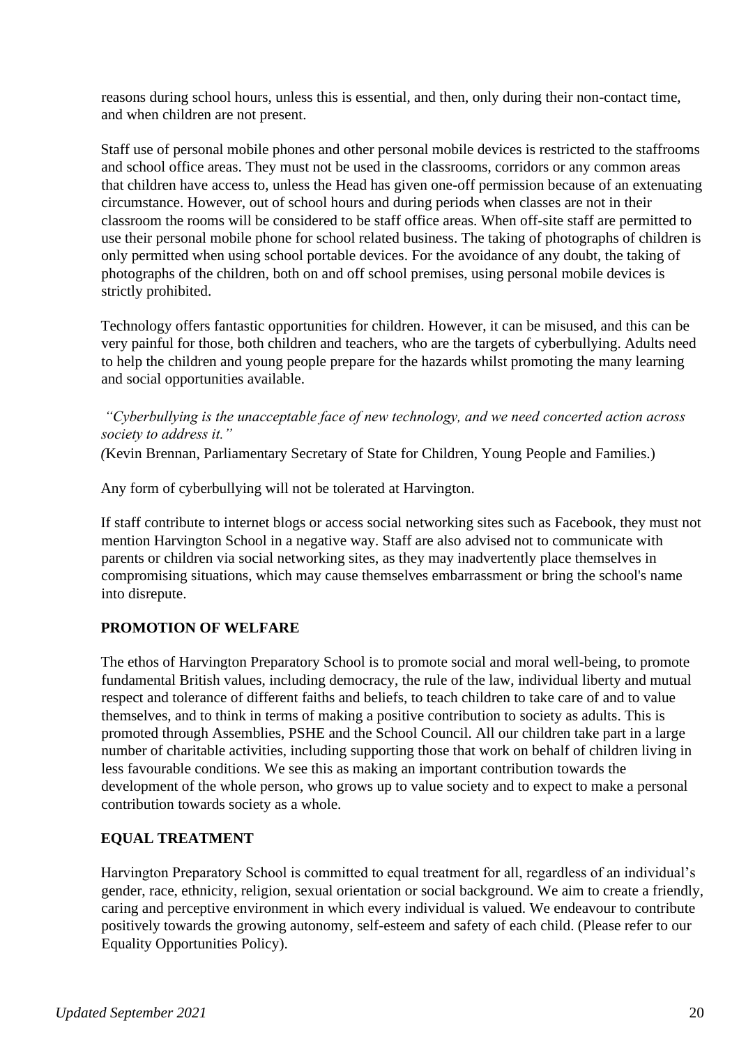reasons during school hours, unless this is essential, and then, only during their non-contact time, and when children are not present.

Staff use of personal mobile phones and other personal mobile devices is restricted to the staffrooms and school office areas. They must not be used in the classrooms, corridors or any common areas that children have access to, unless the Head has given one-off permission because of an extenuating circumstance. However, out of school hours and during periods when classes are not in their classroom the rooms will be considered to be staff office areas. When off-site staff are permitted to use their personal mobile phone for school related business. The taking of photographs of children is only permitted when using school portable devices. For the avoidance of any doubt, the taking of photographs of the children, both on and off school premises, using personal mobile devices is strictly prohibited.

Technology offers fantastic opportunities for children. However, it can be misused, and this can be very painful for those, both children and teachers, who are the targets of cyberbullying. Adults need to help the children and young people prepare for the hazards whilst promoting the many learning and social opportunities available.

*"Cyberbullying is the unacceptable face of new technology, and we need concerted action across society to address it."*
(Kevin Brennan, Parliamentary Secretary of State for Children, Young People and Families.)

Any form of cyberbullying will not be tolerated at Harvington.

If staff contribute to internet blogs or access social networking sites such as Facebook, they must not mention Harvington School in a negative way. Staff are also advised not to communicate with parents or children via social networking sites, as they may inadvertently place themselves in compromising situations, which may cause themselves embarrassment or bring the school's name into disrepute.

**PROMOTION OF WELFARE**

The ethos of Harvington Preparatory School is to promote social and moral well-being, to promote fundamental British values, including democracy, the rule of the law, individual liberty and mutual respect and tolerance of different faiths and beliefs, to teach children to take care of and to value themselves, and to think in terms of making a positive contribution to society as adults. This is promoted through Assemblies, PSHE and the School Council. All our children take part in a large number of charitable activities, including supporting those that work on behalf of children living in less favourable conditions. We see this as making an important contribution towards the development of the whole person, who grows up to value society and to expect to make a personal contribution towards society as a whole.

**EQUAL TREATMENT**

Harvington Preparatory School is committed to equal treatment for all, regardless of an individual's gender, race, ethnicity, religion, sexual orientation or social background. We aim to create a friendly, caring and perceptive environment in which every individual is valued. We endeavour to contribute positively towards the growing autonomy, self-esteem and safety of each child. (Please refer to our Equality Opportunities Policy).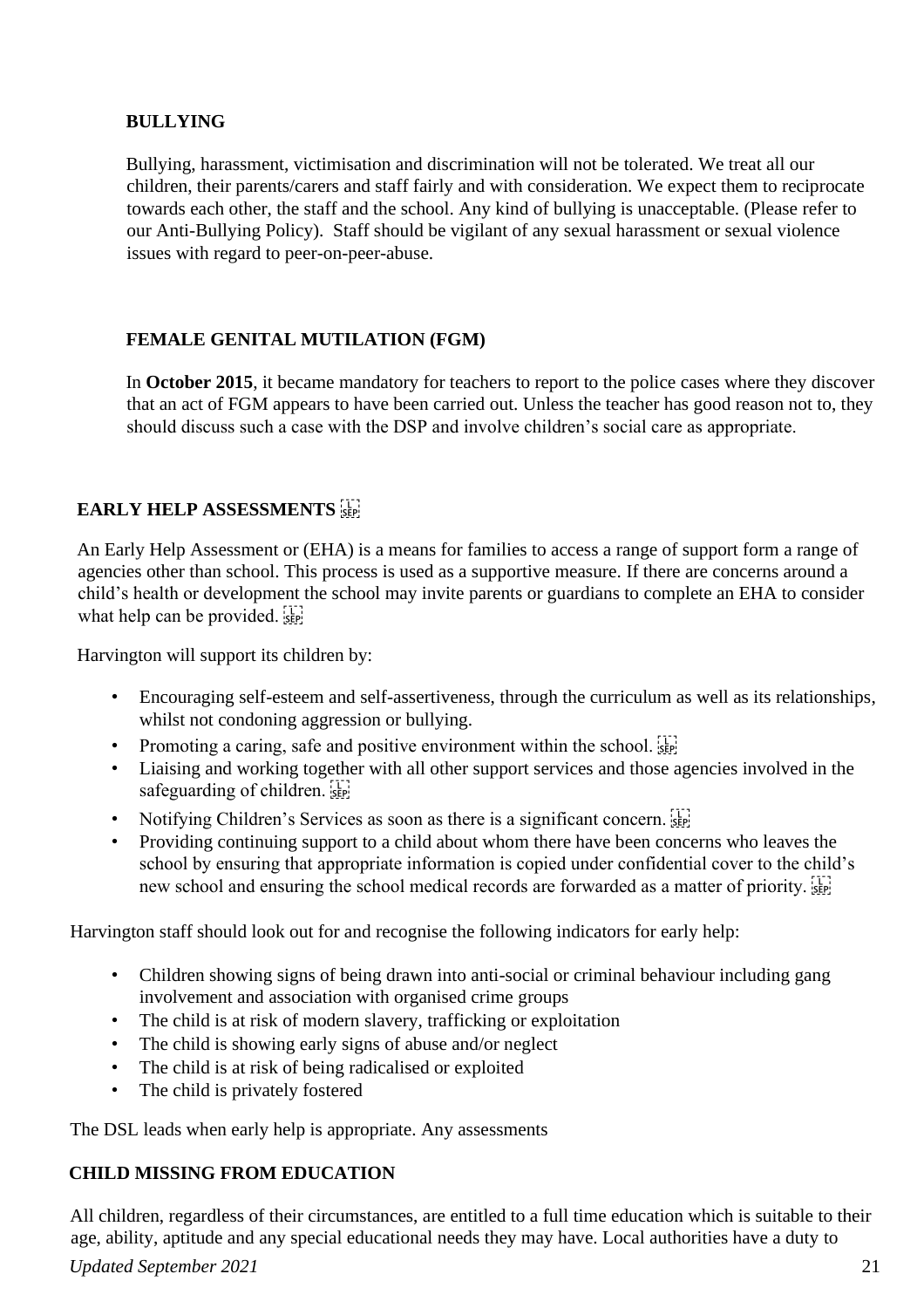## BULLYING

Bullying, harassment, victimisation and discrimination will not be tolerated. We treat all our children, their parents/carers and staff fairly and with consideration. We expect them to reciprocate towards each other, the staff and the school. Any kind of bullying is unacceptable. (Please refer to our Anti-Bullying Policy). Staff should be vigilant of any sexual harassment or sexual violence issues with regard to peer-on-peer-abuse.

## FEMALE GENITAL MUTILATION (FGM)

In **October 2015**, it became mandatory for teachers to report to the police cases where they discover that an act of FGM appears to have been carried out. Unless the teacher has good reason not to, they should discuss such a case with the DSP and involve children's social care as appropriate.

## EARLY HELP ASSESSMENTS

An Early Help Assessment or (EHA) is a means for families to access a range of support form a range of agencies other than school. This process is used as a supportive measure. If there are concerns around a child's health or development the school may invite parents or guardians to complete an EHA to consider what help can be provided.

Harvington will support its children by:

- Encouraging self-esteem and self-assertiveness, through the curriculum as well as its relationships, whilst not condoning aggression or bullying.
- Promoting a caring, safe and positive environment within the school.
- Liaising and working together with all other support services and those agencies involved in the safeguarding of children.
- Notifying Children's Services as soon as there is a significant concern.
- Providing continuing support to a child about whom there have been concerns who leaves the school by ensuring that appropriate information is copied under confidential cover to the child's new school and ensuring the school medical records are forwarded as a matter of priority.

Harvington staff should look out for and recognise the following indicators for early help:

- Children showing signs of being drawn into anti-social or criminal behaviour including gang involvement and association with organised crime groups
- The child is at risk of modern slavery, trafficking or exploitation
- The child is showing early signs of abuse and/or neglect
- The child is at risk of being radicalised or exploited
- The child is privately fostered

The DSL leads when early help is appropriate. Any assessments

## CHILD MISSING FROM EDUCATION

All children, regardless of their circumstances, are entitled to a full time education which is suitable to their age, ability, aptitude and any special educational needs they may have. Local authorities have a duty to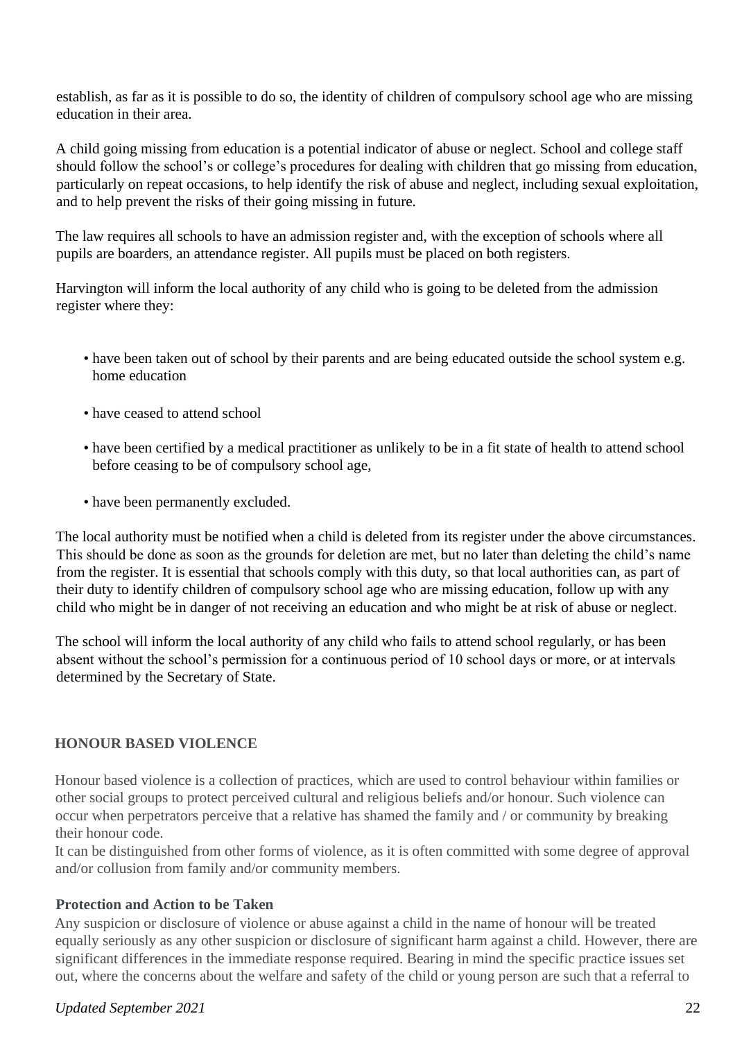establish, as far as it is possible to do so, the identity of children of compulsory school age who are missing education in their area.

A child going missing from education is a potential indicator of abuse or neglect. School and college staff should follow the school's or college's procedures for dealing with children that go missing from education, particularly on repeat occasions, to help identify the risk of abuse and neglect, including sexual exploitation, and to help prevent the risks of their going missing in future.

The law requires all schools to have an admission register and, with the exception of schools where all pupils are boarders, an attendance register. All pupils must be placed on both registers.

Harvington will inform the local authority of any child who is going to be deleted from the admission register where they:

- have been taken out of school by their parents and are being educated outside the school system e.g. home education
- have ceased to attend school
- have been certified by a medical practitioner as unlikely to be in a fit state of health to attend school before ceasing to be of compulsory school age,
- have been permanently excluded.

The local authority must be notified when a child is deleted from its register under the above circumstances. This should be done as soon as the grounds for deletion are met, but no later than deleting the child's name from the register. It is essential that schools comply with this duty, so that local authorities can, as part of their duty to identify children of compulsory school age who are missing education, follow up with any child who might be in danger of not receiving an education and who might be at risk of abuse or neglect.

The school will inform the local authority of any child who fails to attend school regularly, or has been absent without the school's permission for a continuous period of 10 school days or more, or at intervals determined by the Secretary of State.

## HONOUR BASED VIOLENCE

Honour based violence is a collection of practices, which are used to control behaviour within families or other social groups to protect perceived cultural and religious beliefs and/or honour. Such violence can occur when perpetrators perceive that a relative has shamed the family and / or community by breaking their honour code.

It can be distinguished from other forms of violence, as it is often committed with some degree of approval and/or collusion from family and/or community members.

### Protection and Action to be Taken

Any suspicion or disclosure of violence or abuse against a child in the name of honour will be treated equally seriously as any other suspicion or disclosure of significant harm against a child. However, there are significant differences in the immediate response required. Bearing in mind the specific practice issues set out, where the concerns about the welfare and safety of the child or young person are such that a referral to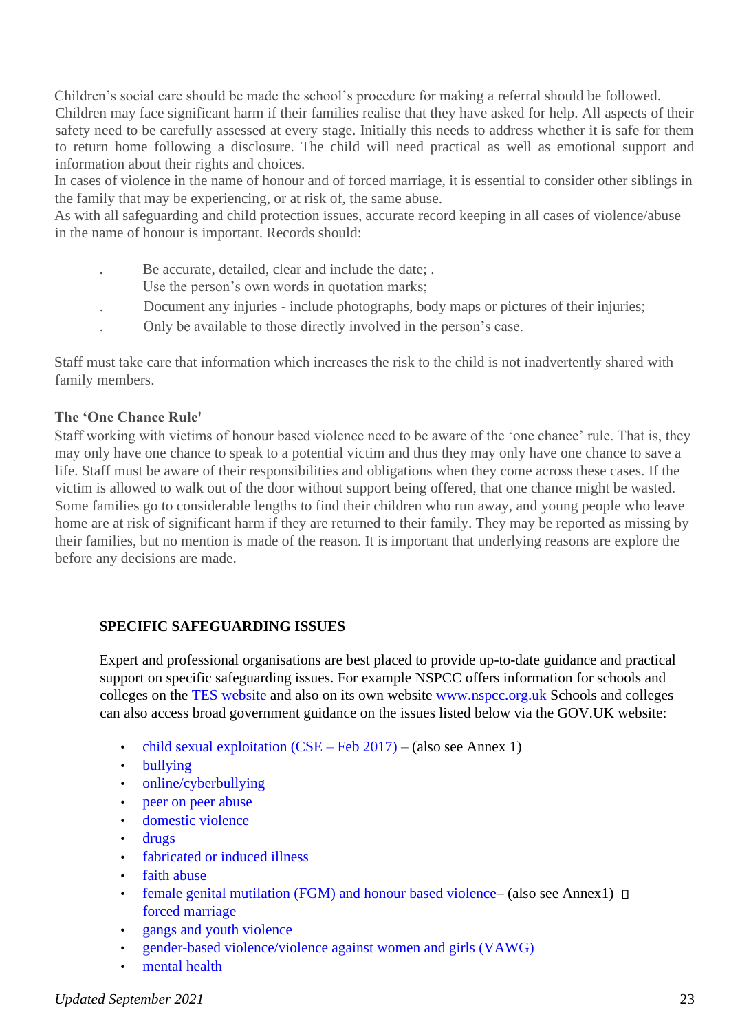Children's social care should be made the school's procedure for making a referral should be followed. Children may face significant harm if their families realise that they have asked for help. All aspects of their safety need to be carefully assessed at every stage. Initially this needs to address whether it is safe for them to return home following a disclosure. The child will need practical as well as emotional support and information about their rights and choices.
In cases of violence in the name of honour and of forced marriage, it is essential to consider other siblings in the family that may be experiencing, or at risk of, the same abuse.
As with all safeguarding and child protection issues, accurate record keeping in all cases of violence/abuse in the name of honour is important. Records should:

- Be accurate, detailed, clear and include the date; .
  Use the person's own words in quotation marks;
- Document any injuries - include photographs, body maps or pictures of their injuries;
- Only be available to those directly involved in the person's case.

Staff must take care that information which increases the risk to the child is not inadvertently shared with family members.

**The 'One Chance Rule'**

Staff working with victims of honour based violence need to be aware of the 'one chance' rule. That is, they may only have one chance to speak to a potential victim and thus they may only have one chance to save a life. Staff must be aware of their responsibilities and obligations when they come across these cases. If the victim is allowed to walk out of the door without support being offered, that one chance might be wasted. Some families go to considerable lengths to find their children who run away, and young people who leave home are at risk of significant harm if they are returned to their family. They may be reported as missing by their families, but no mention is made of the reason. It is important that underlying reasons are explore the before any decisions are made.

## SPECIFIC SAFEGUARDING ISSUES

Expert and professional organisations are best placed to provide up-to-date guidance and practical support on specific safeguarding issues. For example NSPCC offers information for schools and colleges on the TES website and also on its own website www.nspcc.org.uk Schools and colleges can also access broad government guidance on the issues listed below via the GOV.UK website:

- child sexual exploitation (CSE – Feb 2017) – (also see Annex 1)
- bullying
- online/cyberbullying
- peer on peer abuse
- domestic violence
- drugs
- fabricated or induced illness
- faith abuse
- female genital mutilation (FGM) and honour based violence– (also see Annex1)
  forced marriage
- gangs and youth violence
- gender-based violence/violence against women and girls (VAWG)
- mental health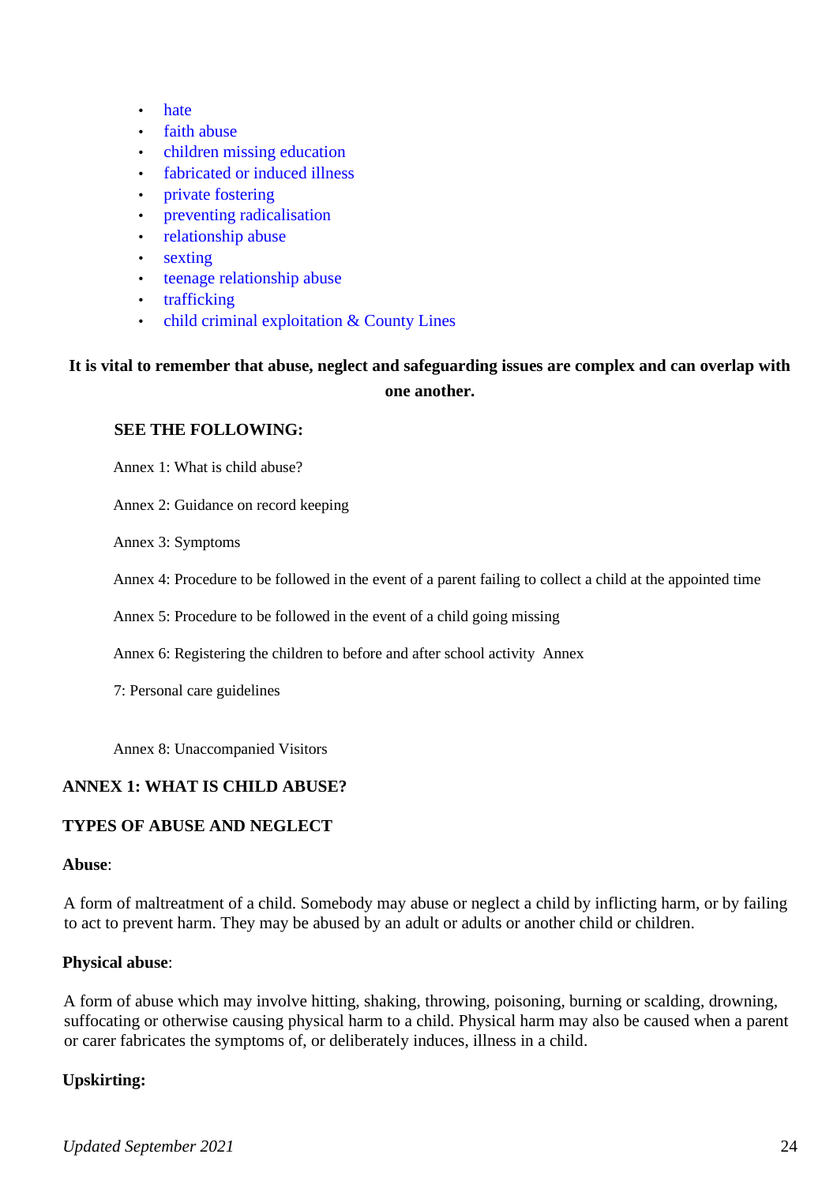- hate
- faith abuse
- children missing education
- fabricated or induced illness
- private fostering
- preventing radicalisation
- relationship abuse
- sexting
- teenage relationship abuse
- trafficking
- child criminal exploitation & County Lines

**It is vital to remember that abuse, neglect and safeguarding issues are complex and can overlap with one another.**

**SEE THE FOLLOWING:**

Annex 1: What is child abuse?

Annex 2: Guidance on record keeping

Annex 3: Symptoms

Annex 4: Procedure to be followed in the event of a parent failing to collect a child at the appointed time

Annex 5: Procedure to be followed in the event of a child going missing

Annex 6: Registering the children to before and after school activity Annex

7: Personal care guidelines

Annex 8: Unaccompanied Visitors

**ANNEX 1: WHAT IS CHILD ABUSE?**

**TYPES OF ABUSE AND NEGLECT**

**Abuse**:

A form of maltreatment of a child. Somebody may abuse or neglect a child by inflicting harm, or by failing to act to prevent harm. They may be abused by an adult or adults or another child or children.

**Physical abuse**:

A form of abuse which may involve hitting, shaking, throwing, poisoning, burning or scalding, drowning, suffocating or otherwise causing physical harm to a child. Physical harm may also be caused when a parent or carer fabricates the symptoms of, or deliberately induces, illness in a child.

**Upskirting:**

*Updated September 2021*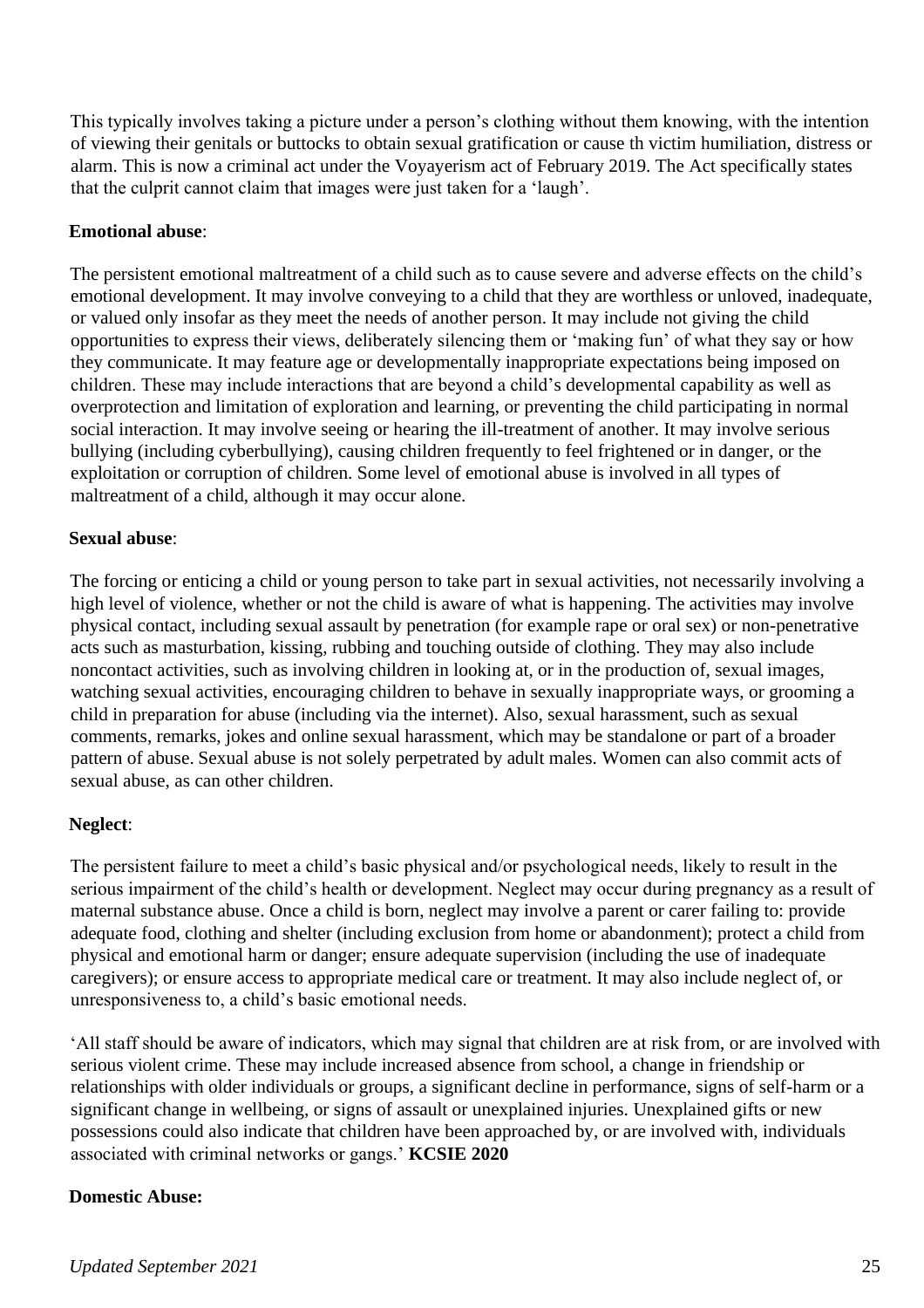This typically involves taking a picture under a person's clothing without them knowing, with the intention of viewing their genitals or buttocks to obtain sexual gratification or cause th victim humiliation, distress or alarm. This is now a criminal act under the Voyayerism act of February 2019. The Act specifically states that the culprit cannot claim that images were just taken for a 'laugh'.

**Emotional abuse**:

The persistent emotional maltreatment of a child such as to cause severe and adverse effects on the child's emotional development. It may involve conveying to a child that they are worthless or unloved, inadequate, or valued only insofar as they meet the needs of another person. It may include not giving the child opportunities to express their views, deliberately silencing them or 'making fun' of what they say or how they communicate. It may feature age or developmentally inappropriate expectations being imposed on children. These may include interactions that are beyond a child's developmental capability as well as overprotection and limitation of exploration and learning, or preventing the child participating in normal social interaction. It may involve seeing or hearing the ill-treatment of another. It may involve serious bullying (including cyberbullying), causing children frequently to feel frightened or in danger, or the exploitation or corruption of children. Some level of emotional abuse is involved in all types of maltreatment of a child, although it may occur alone.

**Sexual abuse**:

The forcing or enticing a child or young person to take part in sexual activities, not necessarily involving a high level of violence, whether or not the child is aware of what is happening. The activities may involve physical contact, including sexual assault by penetration (for example rape or oral sex) or non-penetrative acts such as masturbation, kissing, rubbing and touching outside of clothing. They may also include noncontact activities, such as involving children in looking at, or in the production of, sexual images, watching sexual activities, encouraging children to behave in sexually inappropriate ways, or grooming a child in preparation for abuse (including via the internet). Also, sexual harassment, such as sexual comments, remarks, jokes and online sexual harassment, which may be standalone or part of a broader pattern of abuse. Sexual abuse is not solely perpetrated by adult males. Women can also commit acts of sexual abuse, as can other children.

**Neglect**:

The persistent failure to meet a child's basic physical and/or psychological needs, likely to result in the serious impairment of the child's health or development. Neglect may occur during pregnancy as a result of maternal substance abuse. Once a child is born, neglect may involve a parent or carer failing to: provide adequate food, clothing and shelter (including exclusion from home or abandonment); protect a child from physical and emotional harm or danger; ensure adequate supervision (including the use of inadequate caregivers); or ensure access to appropriate medical care or treatment. It may also include neglect of, or unresponsiveness to, a child's basic emotional needs.

'All staff should be aware of indicators, which may signal that children are at risk from, or are involved with serious violent crime. These may include increased absence from school, a change in friendship or relationships with older individuals or groups, a significant decline in performance, signs of self-harm or a significant change in wellbeing, or signs of assault or unexplained injuries. Unexplained gifts or new possessions could also indicate that children have been approached by, or are involved with, individuals associated with criminal networks or gangs.' **KCSIE 2020**

**Domestic Abuse:**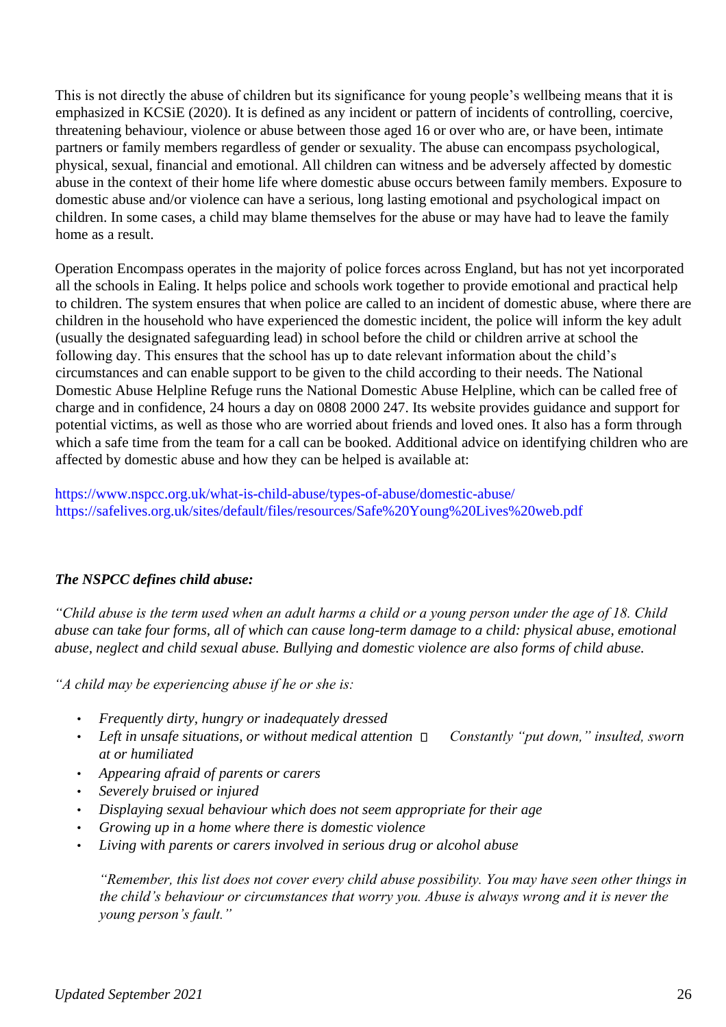This is not directly the abuse of children but its significance for young people's wellbeing means that it is emphasized in KCSiE (2020). It is defined as any incident or pattern of incidents of controlling, coercive, threatening behaviour, violence or abuse between those aged 16 or over who are, or have been, intimate partners or family members regardless of gender or sexuality. The abuse can encompass psychological, physical, sexual, financial and emotional. All children can witness and be adversely affected by domestic abuse in the context of their home life where domestic abuse occurs between family members. Exposure to domestic abuse and/or violence can have a serious, long lasting emotional and psychological impact on children. In some cases, a child may blame themselves for the abuse or may have had to leave the family home as a result.

Operation Encompass operates in the majority of police forces across England, but has not yet incorporated all the schools in Ealing. It helps police and schools work together to provide emotional and practical help to children. The system ensures that when police are called to an incident of domestic abuse, where there are children in the household who have experienced the domestic incident, the police will inform the key adult (usually the designated safeguarding lead) in school before the child or children arrive at school the following day. This ensures that the school has up to date relevant information about the child's circumstances and can enable support to be given to the child according to their needs. The National Domestic Abuse Helpline Refuge runs the National Domestic Abuse Helpline, which can be called free of charge and in confidence, 24 hours a day on 0808 2000 247. Its website provides guidance and support for potential victims, as well as those who are worried about friends and loved ones. It also has a form through which a safe time from the team for a call can be booked. Additional advice on identifying children who are affected by domestic abuse and how they can be helped is available at:

https://www.nspcc.org.uk/what-is-child-abuse/types-of-abuse/domestic-abuse/
https://safelives.org.uk/sites/default/files/resources/Safe%20Young%20Lives%20web.pdf

***The NSPCC defines child abuse:***

*"Child abuse is the term used when an adult harms a child or a young person under the age of 18. Child abuse can take four forms, all of which can cause long-term damage to a child: physical abuse, emotional abuse, neglect and child sexual abuse. Bullying and domestic violence are also forms of child abuse.*

*"A child may be experiencing abuse if he or she is:*

- *Frequently dirty, hungry or inadequately dressed*
- *Left in unsafe situations, or without medical attention*
- *Constantly "put down," insulted, sworn at or humiliated*
- *Appearing afraid of parents or carers*
- *Severely bruised or injured*
- *Displaying sexual behaviour which does not seem appropriate for their age*
- *Growing up in a home where there is domestic violence*
- *Living with parents or carers involved in serious drug or alcohol abuse*

*"Remember, this list does not cover every child abuse possibility. You may have seen other things in the child's behaviour or circumstances that worry you. Abuse is always wrong and it is never the young person's fault."*

*Updated September 2021*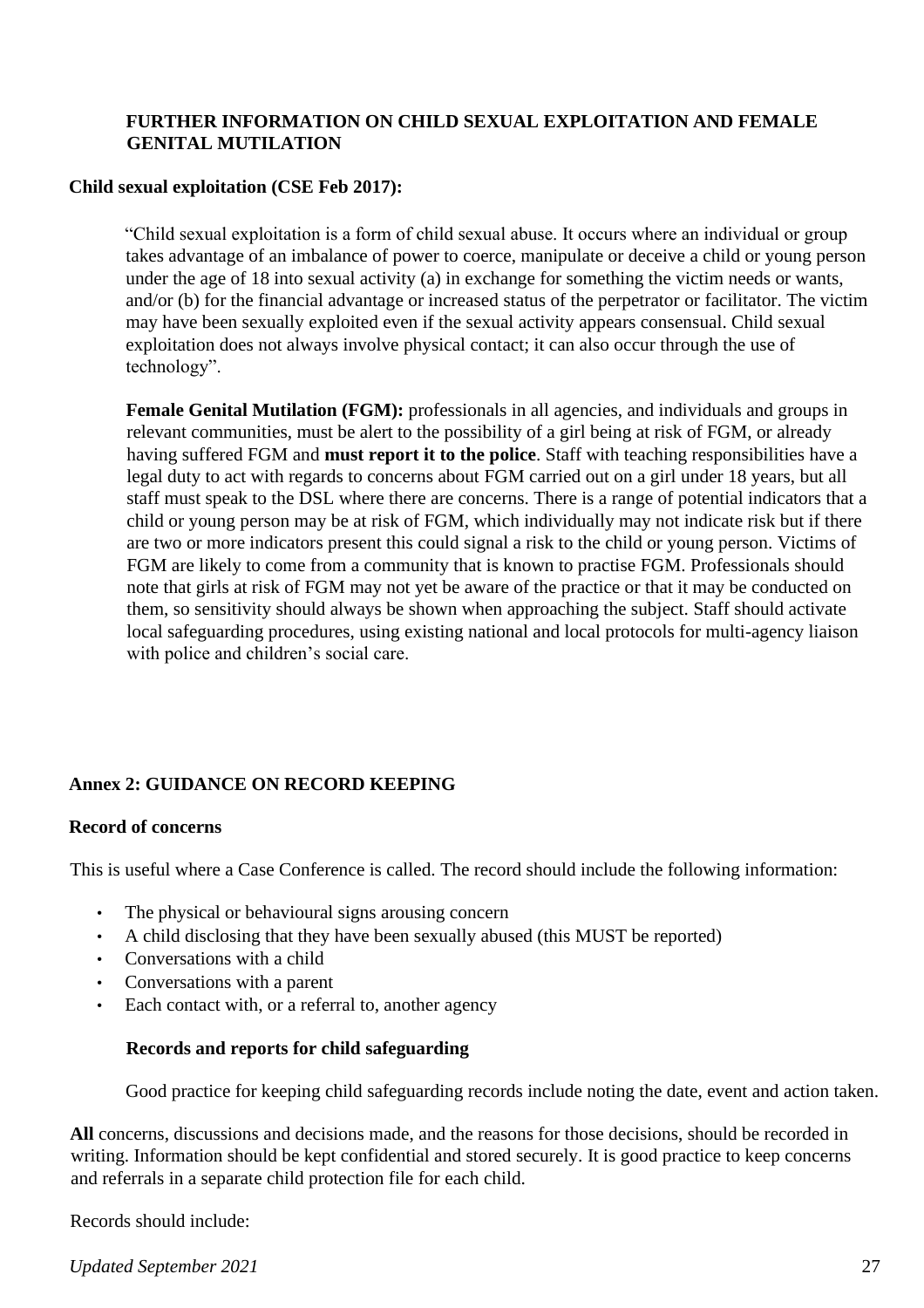## FURTHER INFORMATION ON CHILD SEXUAL EXPLOITATION AND FEMALE GENITAL MUTILATION

**Child sexual exploitation (CSE Feb 2017):**

"Child sexual exploitation is a form of child sexual abuse. It occurs where an individual or group takes advantage of an imbalance of power to coerce, manipulate or deceive a child or young person under the age of 18 into sexual activity (a) in exchange for something the victim needs or wants, and/or (b) for the financial advantage or increased status of the perpetrator or facilitator. The victim may have been sexually exploited even if the sexual activity appears consensual. Child sexual exploitation does not always involve physical contact; it can also occur through the use of technology".

**Female Genital Mutilation (FGM):** professionals in all agencies, and individuals and groups in relevant communities, must be alert to the possibility of a girl being at risk of FGM, or already having suffered FGM and **must report it to the police**. Staff with teaching responsibilities have a legal duty to act with regards to concerns about FGM carried out on a girl under 18 years, but all staff must speak to the DSL where there are concerns. There is a range of potential indicators that a child or young person may be at risk of FGM, which individually may not indicate risk but if there are two or more indicators present this could signal a risk to the child or young person. Victims of FGM are likely to come from a community that is known to practise FGM. Professionals should note that girls at risk of FGM may not yet be aware of the practice or that it may be conducted on them, so sensitivity should always be shown when approaching the subject. Staff should activate local safeguarding procedures, using existing national and local protocols for multi-agency liaison with police and children's social care.

## Annex 2: GUIDANCE ON RECORD KEEPING

**Record of concerns**

This is useful where a Case Conference is called. The record should include the following information:

- The physical or behavioural signs arousing concern
- A child disclosing that they have been sexually abused (this MUST be reported)
- Conversations with a child
- Conversations with a parent
- Each contact with, or a referral to, another agency

**Records and reports for child safeguarding**

Good practice for keeping child safeguarding records include noting the date, event and action taken.

**All** concerns, discussions and decisions made, and the reasons for those decisions, should be recorded in writing. Information should be kept confidential and stored securely. It is good practice to keep concerns and referrals in a separate child protection file for each child.

Records should include: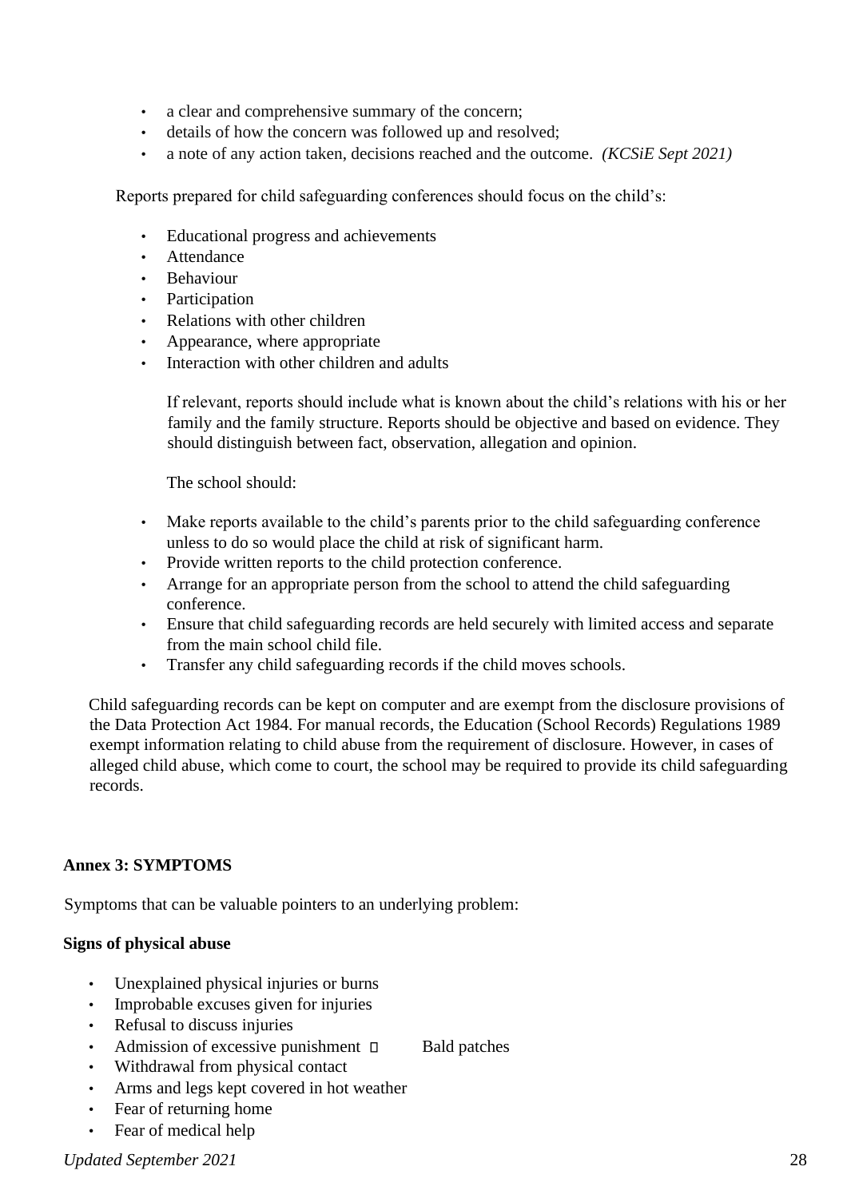- a clear and comprehensive summary of the concern;
- details of how the concern was followed up and resolved;
- a note of any action taken, decisions reached and the outcome. *(KCSiE Sept 2021)*

Reports prepared for child safeguarding conferences should focus on the child's:

- Educational progress and achievements
- Attendance
- Behaviour
- Participation
- Relations with other children
- Appearance, where appropriate
- Interaction with other children and adults

If relevant, reports should include what is known about the child's relations with his or her family and the family structure. Reports should be objective and based on evidence. They should distinguish between fact, observation, allegation and opinion.

The school should:

- Make reports available to the child's parents prior to the child safeguarding conference unless to do so would place the child at risk of significant harm.
- Provide written reports to the child protection conference.
- Arrange for an appropriate person from the school to attend the child safeguarding conference.
- Ensure that child safeguarding records are held securely with limited access and separate from the main school child file.
- Transfer any child safeguarding records if the child moves schools.

Child safeguarding records can be kept on computer and are exempt from the disclosure provisions of the Data Protection Act 1984. For manual records, the Education (School Records) Regulations 1989 exempt information relating to child abuse from the requirement of disclosure. However, in cases of alleged child abuse, which come to court, the school may be required to provide its child safeguarding records.

**Annex 3: SYMPTOMS**

Symptoms that can be valuable pointers to an underlying problem:

**Signs of physical abuse**

- Unexplained physical injuries or burns
- Improbable excuses given for injuries
- Refusal to discuss injuries
- Admission of excessive punishment
- Bald patches
- Withdrawal from physical contact
- Arms and legs kept covered in hot weather
- Fear of returning home
- Fear of medical help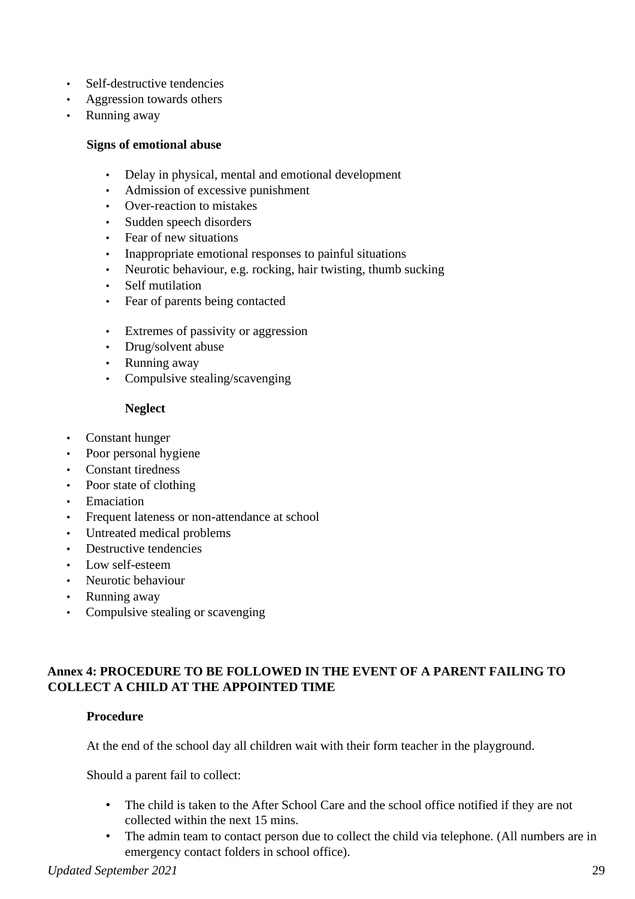- Self-destructive tendencies
- Aggression towards others
- Running away

**Signs of emotional abuse**

- Delay in physical, mental and emotional development
- Admission of excessive punishment
- Over-reaction to mistakes
- Sudden speech disorders
- Fear of new situations
- Inappropriate emotional responses to painful situations
- Neurotic behaviour, e.g. rocking, hair twisting, thumb sucking
- Self mutilation
- Fear of parents being contacted

- Extremes of passivity or aggression
- Drug/solvent abuse
- Running away
- Compulsive stealing/scavenging

**Neglect**

- Constant hunger
- Poor personal hygiene
- Constant tiredness
- Poor state of clothing
- Emaciation
- Frequent lateness or non-attendance at school
- Untreated medical problems
- Destructive tendencies
- Low self-esteem
- Neurotic behaviour
- Running away
- Compulsive stealing or scavenging

## Annex 4: PROCEDURE TO BE FOLLOWED IN THE EVENT OF A PARENT FAILING TO COLLECT A CHILD AT THE APPOINTED TIME

**Procedure**

At the end of the school day all children wait with their form teacher in the playground.

Should a parent fail to collect:

- The child is taken to the After School Care and the school office notified if they are not collected within the next 15 mins.
- The admin team to contact person due to collect the child via telephone. (All numbers are in emergency contact folders in school office).

*Updated September 2021*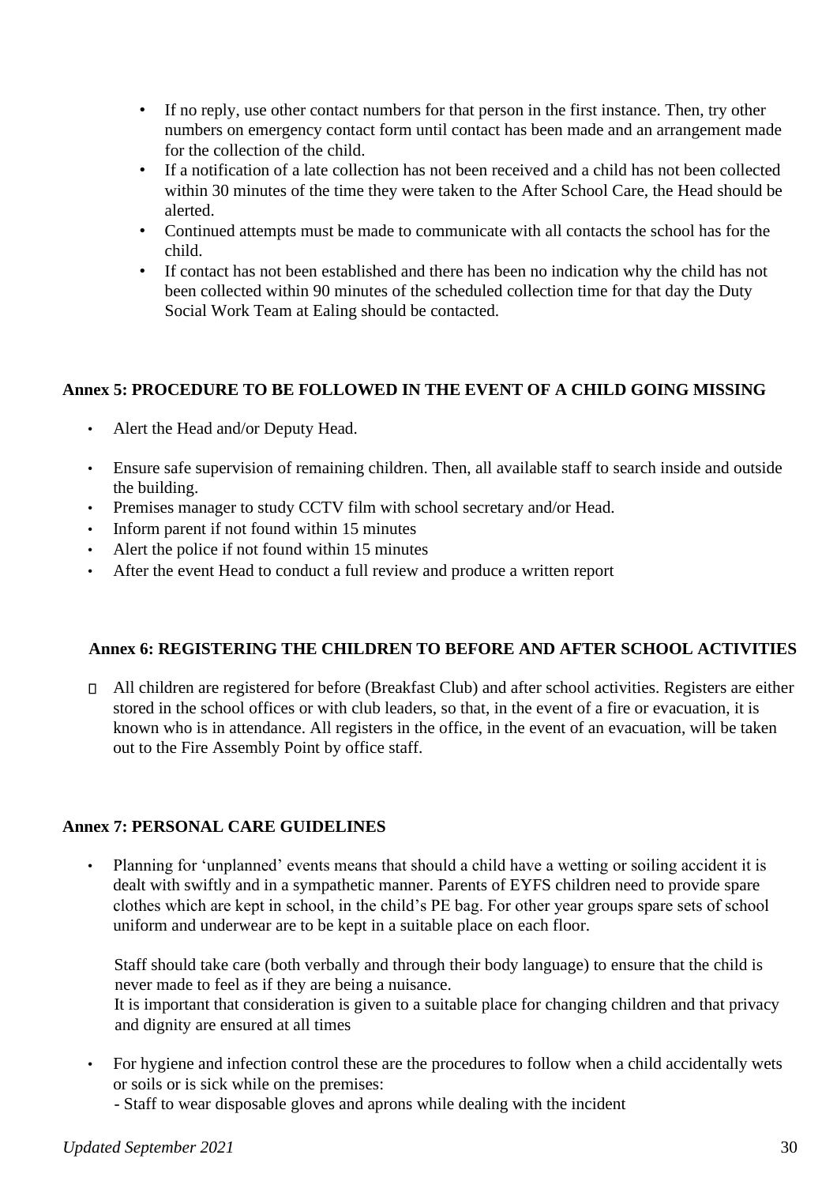- If no reply, use other contact numbers for that person in the first instance. Then, try other numbers on emergency contact form until contact has been made and an arrangement made for the collection of the child.
- If a notification of a late collection has not been received and a child has not been collected within 30 minutes of the time they were taken to the After School Care, the Head should be alerted.
- Continued attempts must be made to communicate with all contacts the school has for the child.
- If contact has not been established and there has been no indication why the child has not been collected within 90 minutes of the scheduled collection time for that day the Duty Social Work Team at Ealing should be contacted.

**Annex 5: PROCEDURE TO BE FOLLOWED IN THE EVENT OF A CHILD GOING MISSING**

- Alert the Head and/or Deputy Head.
- Ensure safe supervision of remaining children. Then, all available staff to search inside and outside the building.
- Premises manager to study CCTV film with school secretary and/or Head.
- Inform parent if not found within 15 minutes
- Alert the police if not found within 15 minutes
- After the event Head to conduct a full review and produce a written report

**Annex 6: REGISTERING THE CHILDREN TO BEFORE AND AFTER SCHOOL ACTIVITIES**

- All children are registered for before (Breakfast Club) and after school activities. Registers are either stored in the school offices or with club leaders, so that, in the event of a fire or evacuation, it is known who is in attendance. All registers in the office, in the event of an evacuation, will be taken out to the Fire Assembly Point by office staff.

**Annex 7: PERSONAL CARE GUIDELINES**

- Planning for 'unplanned' events means that should a child have a wetting or soiling accident it is dealt with swiftly and in a sympathetic manner. Parents of EYFS children need to provide spare clothes which are kept in school, in the child's PE bag. For other year groups spare sets of school uniform and underwear are to be kept in a suitable place on each floor.

  Staff should take care (both verbally and through their body language) to ensure that the child is never made to feel as if they are being a nuisance.
  It is important that consideration is given to a suitable place for changing children and that privacy and dignity are ensured at all times

- For hygiene and infection control these are the procedures to follow when a child accidentally wets or soils or is sick while on the premises:
  - Staff to wear disposable gloves and aprons while dealing with the incident

*Updated September 2021*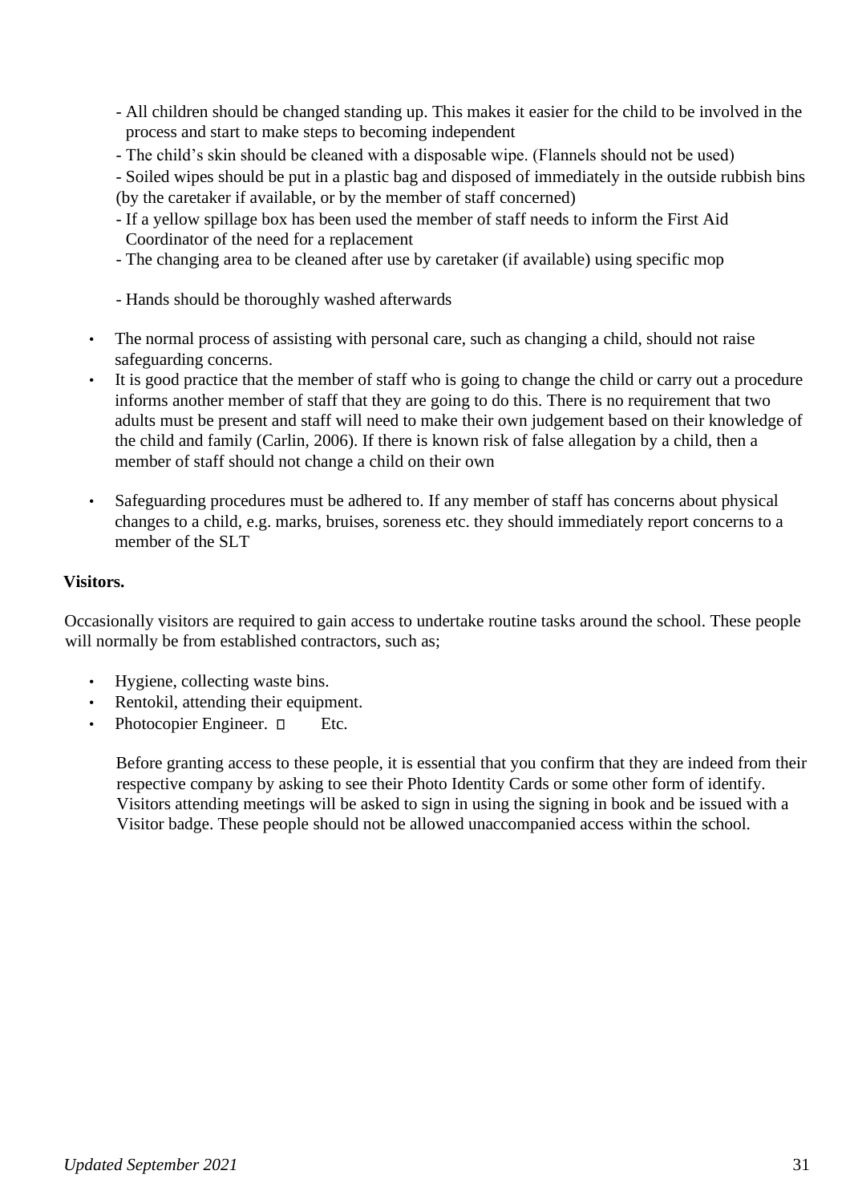- All children should be changed standing up. This makes it easier for the child to be involved in the process and start to make steps to becoming independent
- The child's skin should be cleaned with a disposable wipe. (Flannels should not be used)
- Soiled wipes should be put in a plastic bag and disposed of immediately in the outside rubbish bins (by the caretaker if available, or by the member of staff concerned)
- If a yellow spillage box has been used the member of staff needs to inform the First Aid Coordinator of the need for a replacement
- The changing area to be cleaned after use by caretaker (if available) using specific mop
- Hands should be thoroughly washed afterwards

- The normal process of assisting with personal care, such as changing a child, should not raise safeguarding concerns.
- It is good practice that the member of staff who is going to change the child or carry out a procedure informs another member of staff that they are going to do this. There is no requirement that two adults must be present and staff will need to make their own judgement based on their knowledge of the child and family (Carlin, 2006). If there is known risk of false allegation by a child, then a member of staff should not change a child on their own
- Safeguarding procedures must be adhered to. If any member of staff has concerns about physical changes to a child, e.g. marks, bruises, soreness etc. they should immediately report concerns to a member of the SLT

**Visitors.**

Occasionally visitors are required to gain access to undertake routine tasks around the school. These people will normally be from established contractors, such as;

- Hygiene, collecting waste bins.
- Rentokil, attending their equipment.
- Photocopier Engineer. Etc.

Before granting access to these people, it is essential that you confirm that they are indeed from their respective company by asking to see their Photo Identity Cards or some other form of identify. Visitors attending meetings will be asked to sign in using the signing in book and be issued with a Visitor badge. These people should not be allowed unaccompanied access within the school.